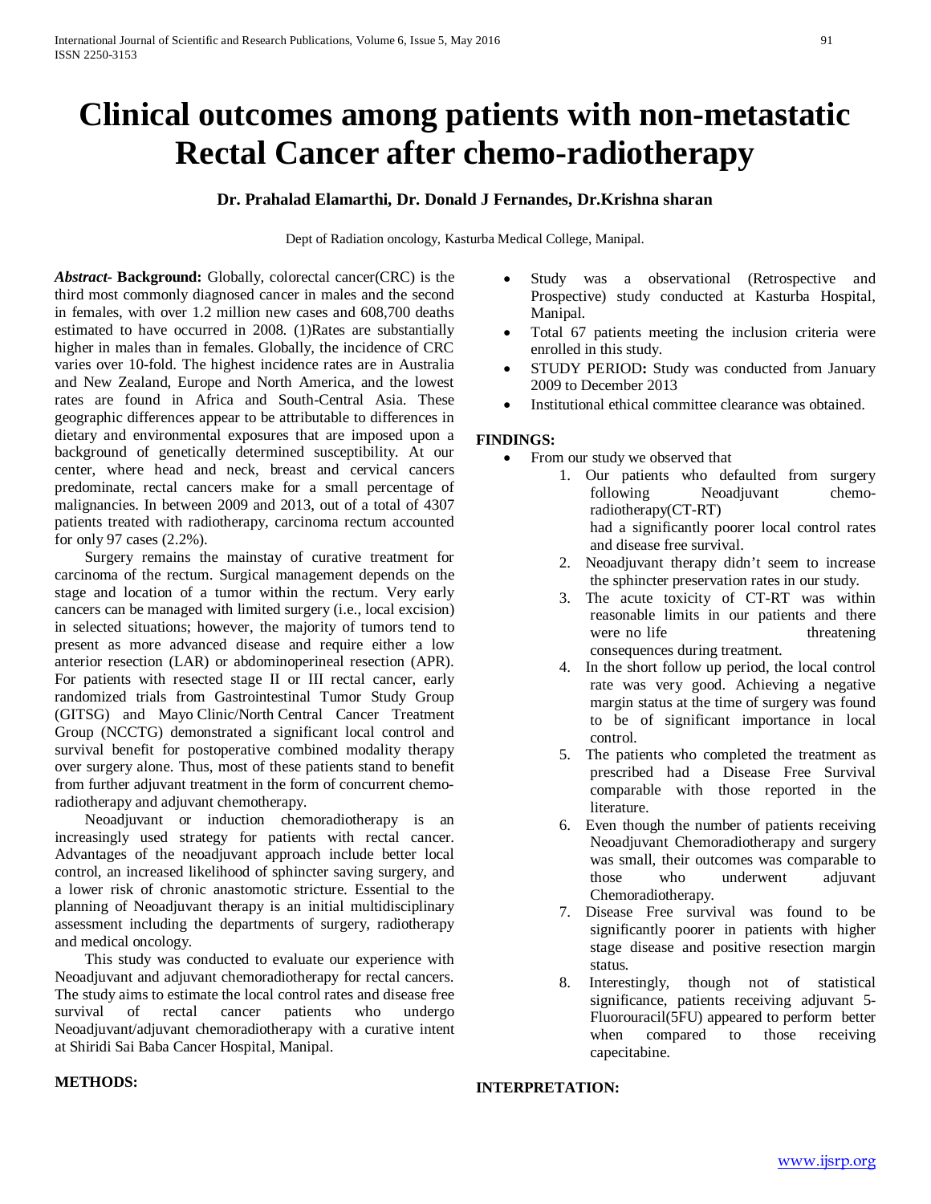# Clinical outcomes among patients with non-metastatic Rectal Cancer after chemo-radiotherapy

**Dr. Prahalad Elamarthi, Dr. Donald J Fernandes, Dr.Krishna sharan**

Dept of Radiation oncology, Kasturba Medical College, Manipal.

***Abstract***- **Background:** Globally, colorectal cancer(CRC) is the third most commonly diagnosed cancer in males and the second in females, with over 1.2 million new cases and 608,700 deaths estimated to have occurred in 2008. (1)Rates are substantially higher in males than in females. Globally, the incidence of CRC varies over 10-fold. The highest incidence rates are in Australia and New Zealand, Europe and North America, and the lowest rates are found in Africa and South-Central Asia. These geographic differences appear to be attributable to differences in dietary and environmental exposures that are imposed upon a background of genetically determined susceptibility. At our center, where head and neck, breast and cervical cancers predominate, rectal cancers make for a small percentage of malignancies. In between 2009 and 2013, out of a total of 4307 patients treated with radiotherapy, carcinoma rectum accounted for only 97 cases (2.2%).

Surgery remains the mainstay of curative treatment for carcinoma of the rectum. Surgical management depends on the stage and location of a tumor within the rectum. Very early cancers can be managed with limited surgery (i.e., local excision) in selected situations; however, the majority of tumors tend to present as more advanced disease and require either a low anterior resection (LAR) or abdominoperineal resection (APR). For patients with resected stage II or III rectal cancer, early randomized trials from Gastrointestinal Tumor Study Group (GITSG) and Mayo Clinic/North Central Cancer Treatment Group (NCCTG) demonstrated a significant local control and survival benefit for postoperative combined modality therapy over surgery alone. Thus, most of these patients stand to benefit from further adjuvant treatment in the form of concurrent chemo-radiotherapy and adjuvant chemotherapy.

Neoadjuvant or induction chemoradiotherapy is an increasingly used strategy for patients with rectal cancer. Advantages of the neoadjuvant approach include better local control, an increased likelihood of sphincter saving surgery, and a lower risk of chronic anastomotic stricture. Essential to the planning of Neoadjuvant therapy is an initial multidisciplinary assessment including the departments of surgery, radiotherapy and medical oncology.

This study was conducted to evaluate our experience with Neoadjuvant and adjuvant chemoradiotherapy for rectal cancers. The study aims to estimate the local control rates and disease free survival of rectal cancer patients who undergo Neoadjuvant/adjuvant chemoradiotherapy with a curative intent at Shiridi Sai Baba Cancer Hospital, Manipal.

**METHODS:**

- Study was a observational (Retrospective and Prospective) study conducted at Kasturba Hospital, Manipal.
- Total 67 patients meeting the inclusion criteria were enrolled in this study.
- STUDY PERIOD**:** Study was conducted from January 2009 to December 2013
- Institutional ethical committee clearance was obtained.

**FINDINGS:**

- From our study we observed that
  1. Our patients who defaulted from surgery following Neoadjuvant chemo-radiotherapy(CT-RT) had a significantly poorer local control rates and disease free survival.
  2. Neoadjuvant therapy didn't seem to increase the sphincter preservation rates in our study.
  3. The acute toxicity of CT-RT was within reasonable limits in our patients and there were no life threatening consequences during treatment.
  4. In the short follow up period, the local control rate was very good. Achieving a negative margin status at the time of surgery was found to be of significant importance in local control.
  5. The patients who completed the treatment as prescribed had a Disease Free Survival comparable with those reported in the literature.
  6. Even though the number of patients receiving Neoadjuvant Chemoradiotherapy and surgery was small, their outcomes was comparable to those who underwent adjuvant Chemoradiotherapy.
  7. Disease Free survival was found to be significantly poorer in patients with higher stage disease and positive resection margin status.
  8. Interestingly, though not of statistical significance, patients receiving adjuvant 5-Fluorouracil(5FU) appeared to perform better when compared to those receiving capecitabine.

**INTERPRETATION:**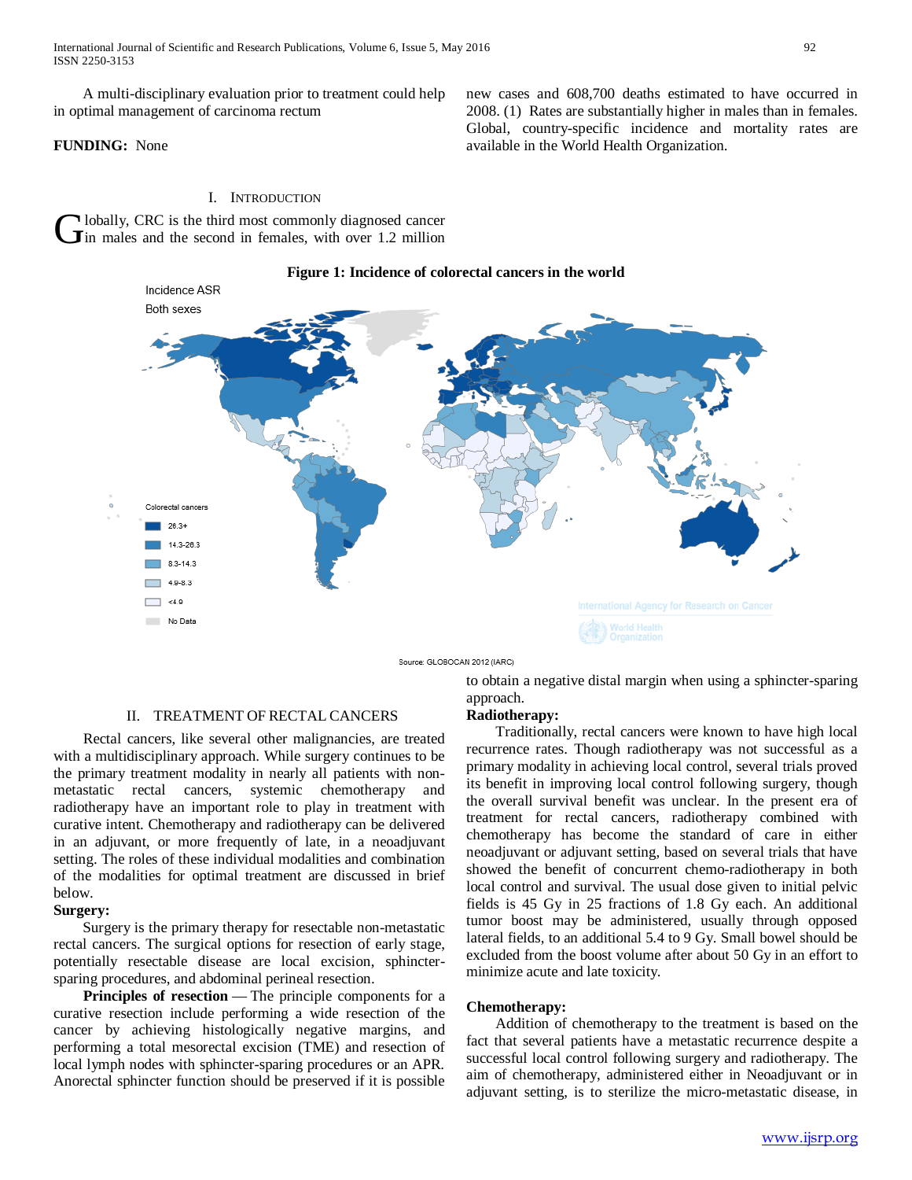A multi-disciplinary evaluation prior to treatment could help in optimal management of carcinoma rectum

**FUNDING:** None

## I. Introduction

Globally, CRC is the third most commonly diagnosed cancer in males and the second in females, with over 1.2 million new cases and 608,700 deaths estimated to have occurred in 2008. (1) Rates are substantially higher in males than in females. Global, country-specific incidence and mortality rates are available in the World Health Organization.

**Figure 1: Incidence of colorectal cancers in the world**

Incidence ASR
Both sexes

Colorectal cancers
- 26.3+
- 14.3-26.3
- 8.3-14.3
- 4.9-8.3
- <4.9
- No Data

Source: GLOBOCAN 2012 (IARC)

## II. Treatment of Rectal Cancers

Rectal cancers, like several other malignancies, are treated with a multidisciplinary approach. While surgery continues to be the primary treatment modality in nearly all patients with non-metastatic rectal cancers, systemic chemotherapy and radiotherapy have an important role to play in treatment with curative intent. Chemotherapy and radiotherapy can be delivered in an adjuvant, or more frequently of late, in a neoadjuvant setting. The roles of these individual modalities and combination of the modalities for optimal treatment are discussed in brief below.

**Surgery:**

Surgery is the primary therapy for resectable non-metastatic rectal cancers. The surgical options for resection of early stage, potentially resectable disease are local excision, sphincter-sparing procedures, and abdominal perineal resection.

**Principles of resection** — The principle components for a curative resection include performing a wide resection of the cancer by achieving histologically negative margins, and performing a total mesorectal excision (TME) and resection of local lymph nodes with sphincter-sparing procedures or an APR. Anorectal sphincter function should be preserved if it is possible to obtain a negative distal margin when using a sphincter-sparing approach.

**Radiotherapy:**

Traditionally, rectal cancers were known to have high local recurrence rates. Though radiotherapy was not successful as a primary modality in achieving local control, several trials proved its benefit in improving local control following surgery, though the overall survival benefit was unclear. In the present era of treatment for rectal cancers, radiotherapy combined with chemotherapy has become the standard of care in either neoadjuvant or adjuvant setting, based on several trials that have showed the benefit of concurrent chemo-radiotherapy in both local control and survival. The usual dose given to initial pelvic fields is 45 Gy in 25 fractions of 1.8 Gy each. An additional tumor boost may be administered, usually through opposed lateral fields, to an additional 5.4 to 9 Gy. Small bowel should be excluded from the boost volume after about 50 Gy in an effort to minimize acute and late toxicity.

**Chemotherapy:**

Addition of chemotherapy to the treatment is based on the fact that several patients have a metastatic recurrence despite a successful local control following surgery and radiotherapy. The aim of chemotherapy, administered either in Neoadjuvant or in adjuvant setting, is to sterilize the micro-metastatic disease, in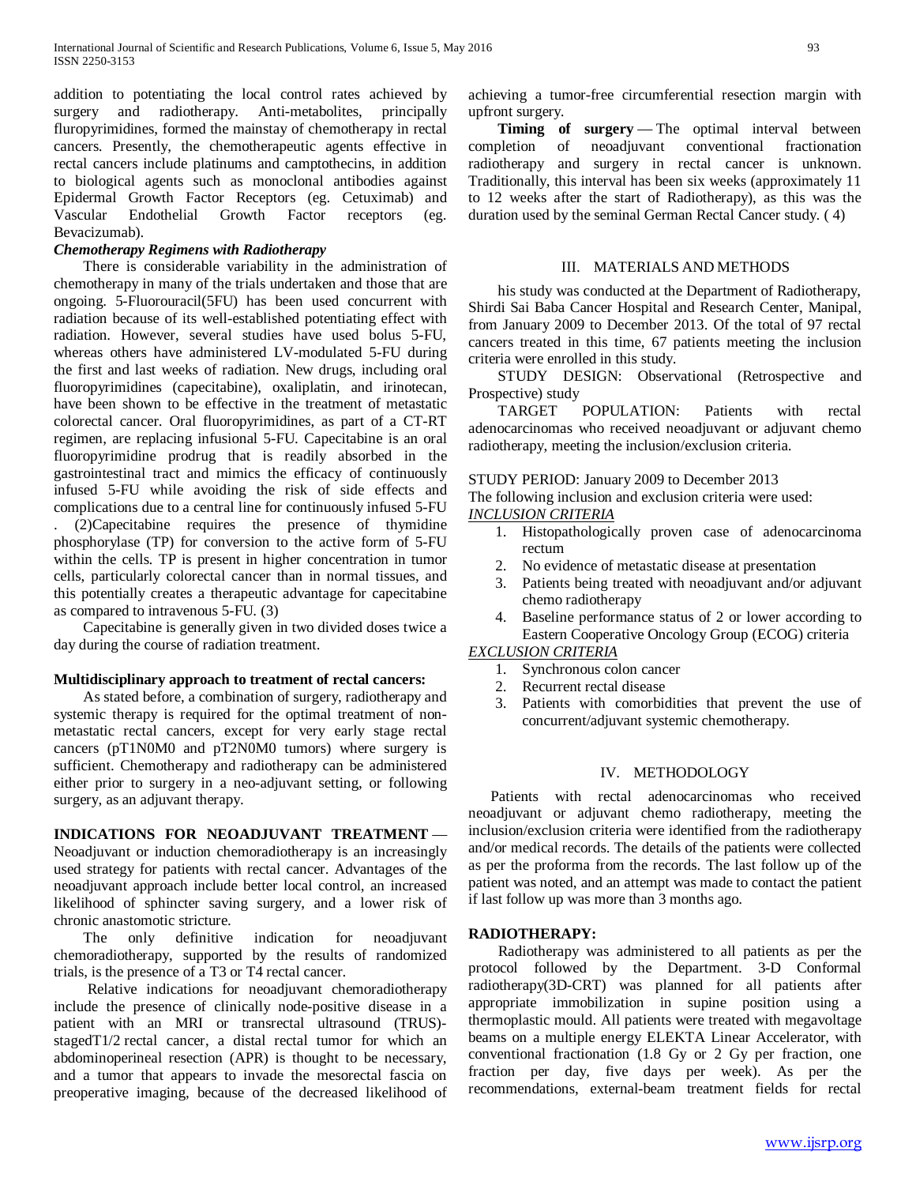addition to potentiating the local control rates achieved by surgery and radiotherapy. Anti-metabolites, principally fluropyrimidines, formed the mainstay of chemotherapy in rectal cancers. Presently, the chemotherapeutic agents effective in rectal cancers include platinums and camptothecins, in addition to biological agents such as monoclonal antibodies against Epidermal Growth Factor Receptors (eg. Cetuximab) and Vascular Endothelial Growth Factor receptors (eg. Bevacizumab).

***Chemotherapy Regimens with Radiotherapy***

There is considerable variability in the administration of chemotherapy in many of the trials undertaken and those that are ongoing. 5-Fluorouracil(5FU) has been used concurrent with radiation because of its well-established potentiating effect with radiation. However, several studies have used bolus 5-FU, whereas others have administered LV-modulated 5-FU during the first and last weeks of radiation. New drugs, including oral fluoropyrimidines (capecitabine), oxaliplatin, and irinotecan, have been shown to be effective in the treatment of metastatic colorectal cancer. Oral fluoropyrimidines, as part of a CT-RT regimen, are replacing infusional 5-FU. Capecitabine is an oral fluoropyrimidine prodrug that is readily absorbed in the gastrointestinal tract and mimics the efficacy of continuously infused 5-FU while avoiding the risk of side effects and complications due to a central line for continuously infused 5-FU . (2)Capecitabine requires the presence of thymidine phosphorylase (TP) for conversion to the active form of 5-FU within the cells. TP is present in higher concentration in tumor cells, particularly colorectal cancer than in normal tissues, and this potentially creates a therapeutic advantage for capecitabine as compared to intravenous 5-FU. (3)

Capecitabine is generally given in two divided doses twice a day during the course of radiation treatment.

**Multidisciplinary approach to treatment of rectal cancers:**

As stated before, a combination of surgery, radiotherapy and systemic therapy is required for the optimal treatment of non-metastatic rectal cancers, except for very early stage rectal cancers (pT1N0M0 and pT2N0M0 tumors) where surgery is sufficient. Chemotherapy and radiotherapy can be administered either prior to surgery in a neo-adjuvant setting, or following surgery, as an adjuvant therapy.

**INDICATIONS FOR NEOADJUVANT TREATMENT** — Neoadjuvant or induction chemoradiotherapy is an increasingly used strategy for patients with rectal cancer. Advantages of the neoadjuvant approach include better local control, an increased likelihood of sphincter saving surgery, and a lower risk of chronic anastomotic stricture.

The only definitive indication for neoadjuvant chemoradiotherapy, supported by the results of randomized trials, is the presence of a T3 or T4 rectal cancer.

Relative indications for neoadjuvant chemoradiotherapy include the presence of clinically node-positive disease in a patient with an MRI or transrectal ultrasound (TRUS)-stagedT1/2 rectal cancer, a distal rectal tumor for which an abdominoperineal resection (APR) is thought to be necessary, and a tumor that appears to invade the mesorectal fascia on preoperative imaging, because of the decreased likelihood of achieving a tumor-free circumferential resection margin with upfront surgery.

**Timing of surgery** — The optimal interval between completion of neoadjuvant conventional fractionation radiotherapy and surgery in rectal cancer is unknown. Traditionally, this interval has been six weeks (approximately 11 to 12 weeks after the start of Radiotherapy), as this was the duration used by the seminal German Rectal Cancer study. ( 4)

## III. MATERIALS AND METHODS

his study was conducted at the Department of Radiotherapy, Shirdi Sai Baba Cancer Hospital and Research Center, Manipal, from January 2009 to December 2013. Of the total of 97 rectal cancers treated in this time, 67 patients meeting the inclusion criteria were enrolled in this study.

STUDY DESIGN: Observational (Retrospective and Prospective) study

TARGET POPULATION: Patients with rectal adenocarcinomas who received neoadjuvant or adjuvant chemo radiotherapy, meeting the inclusion/exclusion criteria.

STUDY PERIOD: January 2009 to December 2013

The following inclusion and exclusion criteria were used:

*INCLUSION CRITERIA*

1. Histopathologically proven case of adenocarcinoma rectum
2. No evidence of metastatic disease at presentation
3. Patients being treated with neoadjuvant and/or adjuvant chemo radiotherapy
4. Baseline performance status of 2 or lower according to Eastern Cooperative Oncology Group (ECOG) criteria

*EXCLUSION CRITERIA*

1. Synchronous colon cancer
2. Recurrent rectal disease
3. Patients with comorbidities that prevent the use of concurrent/adjuvant systemic chemotherapy.

## IV. METHODOLOGY

Patients with rectal adenocarcinomas who received neoadjuvant or adjuvant chemo radiotherapy, meeting the inclusion/exclusion criteria were identified from the radiotherapy and/or medical records. The details of the patients were collected as per the proforma from the records. The last follow up of the patient was noted, and an attempt was made to contact the patient if last follow up was more than 3 months ago.

**RADIOTHERAPY:**

Radiotherapy was administered to all patients as per the protocol followed by the Department. 3-D Conformal radiotherapy(3D-CRT) was planned for all patients after appropriate immobilization in supine position using a thermoplastic mould. All patients were treated with megavoltage beams on a multiple energy ELEKTA Linear Accelerator, with conventional fractionation (1.8 Gy or 2 Gy per fraction, one fraction per day, five days per week). As per the recommendations, external-beam treatment fields for rectal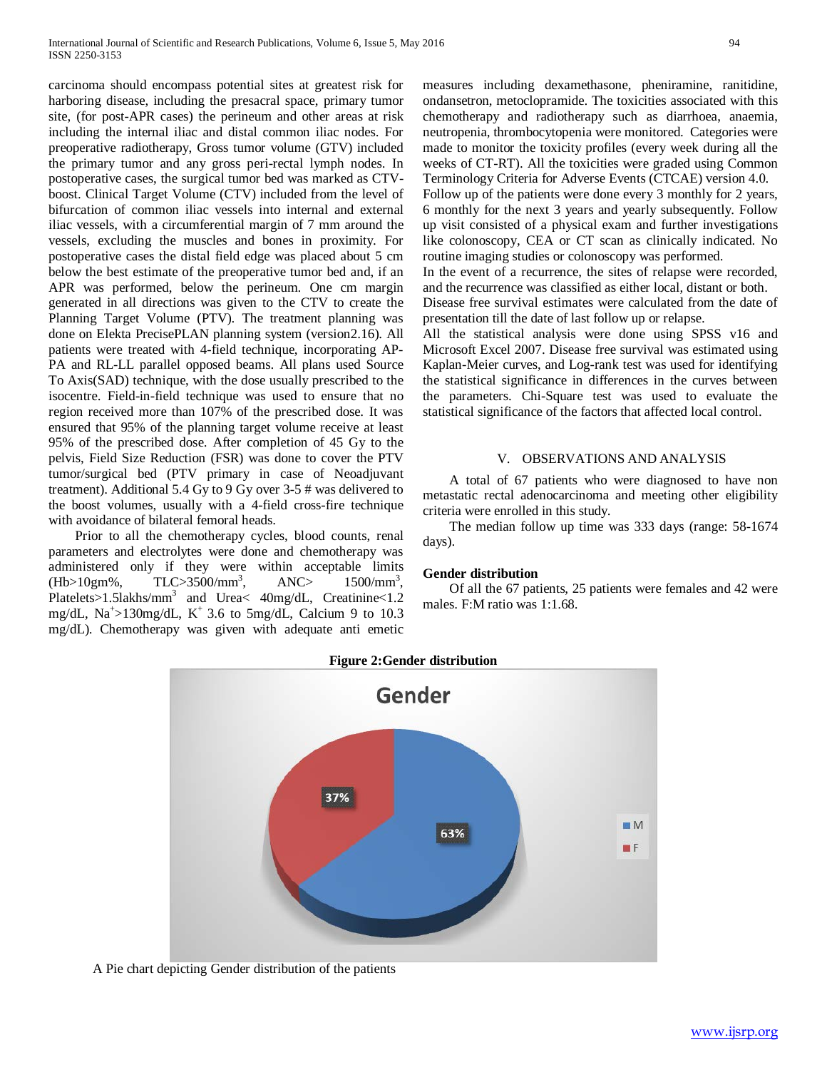carcinoma should encompass potential sites at greatest risk for harboring disease, including the presacral space, primary tumor site, (for post-APR cases) the perineum and other areas at risk including the internal iliac and distal common iliac nodes. For preoperative radiotherapy, Gross tumor volume (GTV) included the primary tumor and any gross peri-rectal lymph nodes. In postoperative cases, the surgical tumor bed was marked as CTV-boost. Clinical Target Volume (CTV) included from the level of bifurcation of common iliac vessels into internal and external iliac vessels, with a circumferential margin of 7 mm around the vessels, excluding the muscles and bones in proximity. For postoperative cases the distal field edge was placed about 5 cm below the best estimate of the preoperative tumor bed and, if an APR was performed, below the perineum. One cm margin generated in all directions was given to the CTV to create the Planning Target Volume (PTV). The treatment planning was done on Elekta PrecisePLAN planning system (version2.16). All patients were treated with 4-field technique, incorporating AP-PA and RL-LL parallel opposed beams. All plans used Source To Axis(SAD) technique, with the dose usually prescribed to the isocentre. Field-in-field technique was used to ensure that no region received more than 107% of the prescribed dose. It was ensured that 95% of the planning target volume receive at least 95% of the prescribed dose. After completion of 45 Gy to the pelvis, Field Size Reduction (FSR) was done to cover the PTV tumor/surgical bed (PTV primary in case of Neoadjuvant treatment). Additional 5.4 Gy to 9 Gy over 3-5 # was delivered to the boost volumes, usually with a 4-field cross-fire technique with avoidance of bilateral femoral heads.

Prior to all the chemotherapy cycles, blood counts, renal parameters and electrolytes were done and chemotherapy was administered only if they were within acceptable limits (Hb>10gm%, TLC>3500/mm$^3$, ANC> 1500/mm$^3$, Platelets>1.5lakhs/mm$^3$ and Urea< 40mg/dL, Creatinine<1.2 mg/dL, $Na^+$>130mg/dL, $K^+$ 3.6 to 5mg/dL, Calcium 9 to 10.3 mg/dL). Chemotherapy was given with adequate anti emetic measures including dexamethasone, pheniramine, ranitidine, ondansetron, metoclopramide. The toxicities associated with this chemotherapy and radiotherapy such as diarrhoea, anaemia, neutropenia, thrombocytopenia were monitored. Categories were made to monitor the toxicity profiles (every week during all the weeks of CT-RT). All the toxicities were graded using Common Terminology Criteria for Adverse Events (CTCAE) version 4.0.

Follow up of the patients were done every 3 monthly for 2 years, 6 monthly for the next 3 years and yearly subsequently. Follow up visit consisted of a physical exam and further investigations like colonoscopy, CEA or CT scan as clinically indicated. No routine imaging studies or colonoscopy was performed.

In the event of a recurrence, the sites of relapse were recorded, and the recurrence was classified as either local, distant or both.

Disease free survival estimates were calculated from the date of presentation till the date of last follow up or relapse.

All the statistical analysis were done using SPSS v16 and Microsoft Excel 2007. Disease free survival was estimated using Kaplan-Meier curves, and Log-rank test was used for identifying the statistical significance in differences in the curves between the parameters. Chi-Square test was used to evaluate the statistical significance of the factors that affected local control.

## V. OBSERVATIONS AND ANALYSIS

A total of 67 patients who were diagnosed to have non metastatic rectal adenocarcinoma and meeting other eligibility criteria were enrolled in this study.

The median follow up time was 333 days (range: 58-1674 days).

**Gender distribution**

Of all the 67 patients, 25 patients were females and 42 were males. F:M ratio was 1:1.68.

**Figure 2:Gender distribution**

A Pie chart depicting Gender distribution of the patients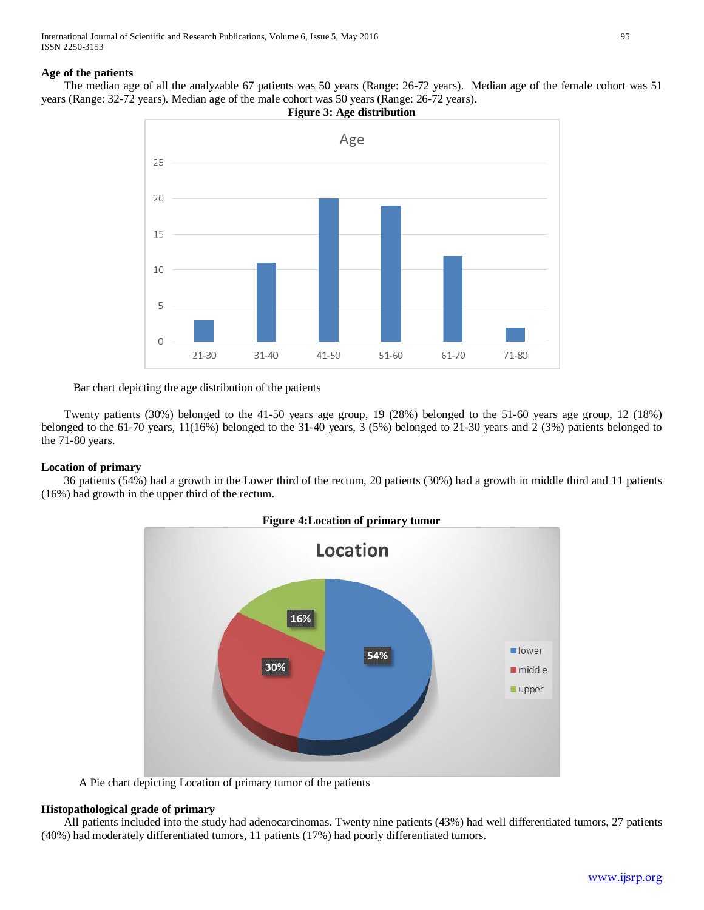### Age of the patients

The median age of all the analyzable 67 patients was 50 years (Range: 26-72 years). Median age of the female cohort was 51 years (Range: 32-72 years). Median age of the male cohort was 50 years (Range: 26-72 years).

**Figure 3: Age distribution**

Bar chart depicting the age distribution of the patients

Twenty patients (30%) belonged to the 41-50 years age group, 19 (28%) belonged to the 51-60 years age group, 12 (18%) belonged to the 61-70 years, 11(16%) belonged to the 31-40 years, 3 (5%) belonged to 21-30 years and 2 (3%) patients belonged to the 71-80 years.

### Location of primary

36 patients (54%) had a growth in the Lower third of the rectum, 20 patients (30%) had a growth in middle third and 11 patients (16%) had growth in the upper third of the rectum.

**Figure 4:Location of primary tumor**

A Pie chart depicting Location of primary tumor of the patients

### Histopathological grade of primary

All patients included into the study had adenocarcinomas. Twenty nine patients (43%) had well differentiated tumors, 27 patients (40%) had moderately differentiated tumors, 11 patients (17%) had poorly differentiated tumors.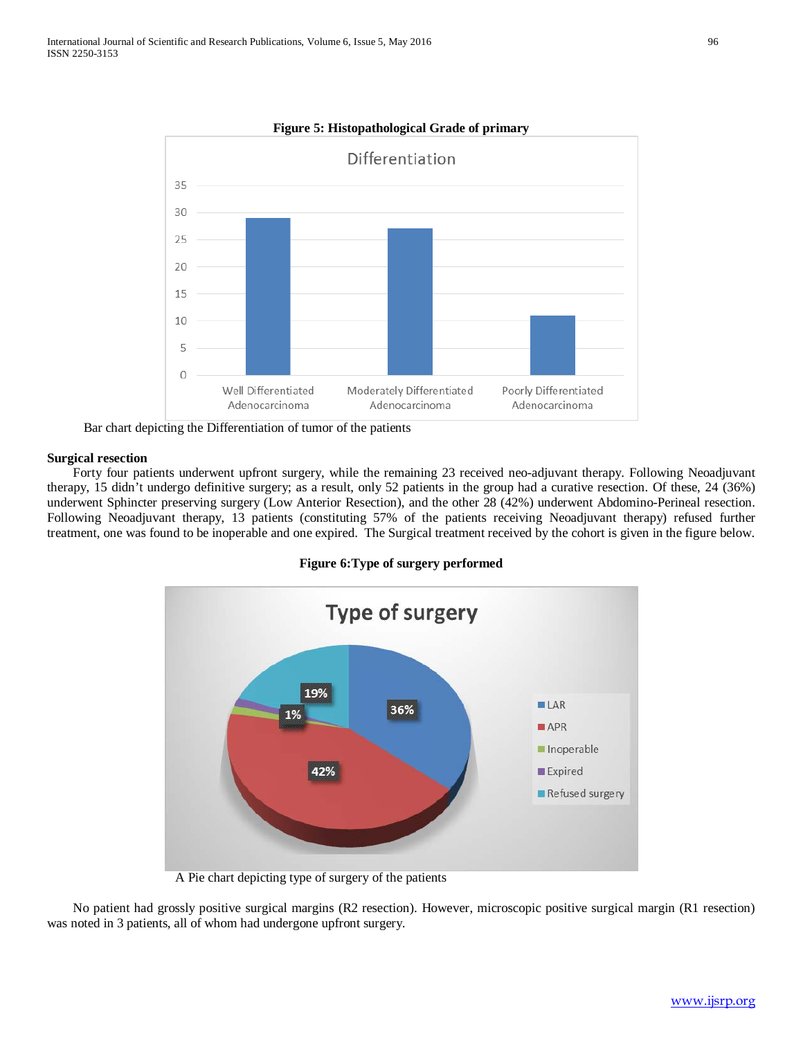**Figure 5: Histopathological Grade of primary**

Bar chart depicting the Differentiation of tumor of the patients

**Surgical resection**

Forty four patients underwent upfront surgery, while the remaining 23 received neo-adjuvant therapy. Following Neoadjuvant therapy, 15 didn't undergo definitive surgery; as a result, only 52 patients in the group had a curative resection. Of these, 24 (36%) underwent Sphincter preserving surgery (Low Anterior Resection), and the other 28 (42%) underwent Abdomino-Perineal resection. Following Neoadjuvant therapy, 13 patients (constituting 57% of the patients receiving Neoadjuvant therapy) refused further treatment, one was found to be inoperable and one expired. The Surgical treatment received by the cohort is given in the figure below.

**Figure 6:Type of surgery performed**

A Pie chart depicting type of surgery of the patients

No patient had grossly positive surgical margins (R2 resection). However, microscopic positive surgical margin (R1 resection) was noted in 3 patients, all of whom had undergone upfront surgery.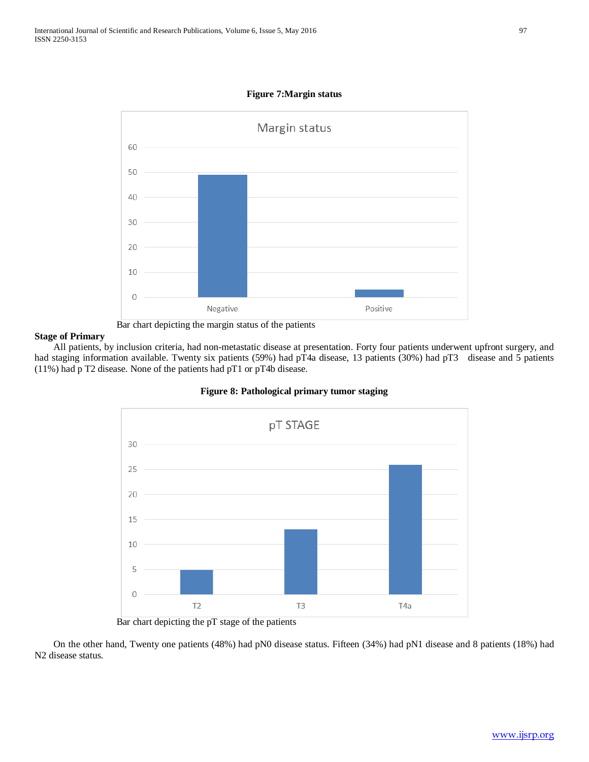**Figure 7:Margin status**

Bar chart depicting the margin status of the patients

**Stage of Primary**

All patients, by inclusion criteria, had non-metastatic disease at presentation. Forty four patients underwent upfront surgery, and had staging information available. Twenty six patients (59%) had pT4a disease, 13 patients (30%) had pT3 disease and 5 patients (11%) had p T2 disease. None of the patients had pT1 or pT4b disease.

**Figure 8: Pathological primary tumor staging**

Bar chart depicting the pT stage of the patients

On the other hand, Twenty one patients (48%) had pN0 disease status. Fifteen (34%) had pN1 disease and 8 patients (18%) had N2 disease status.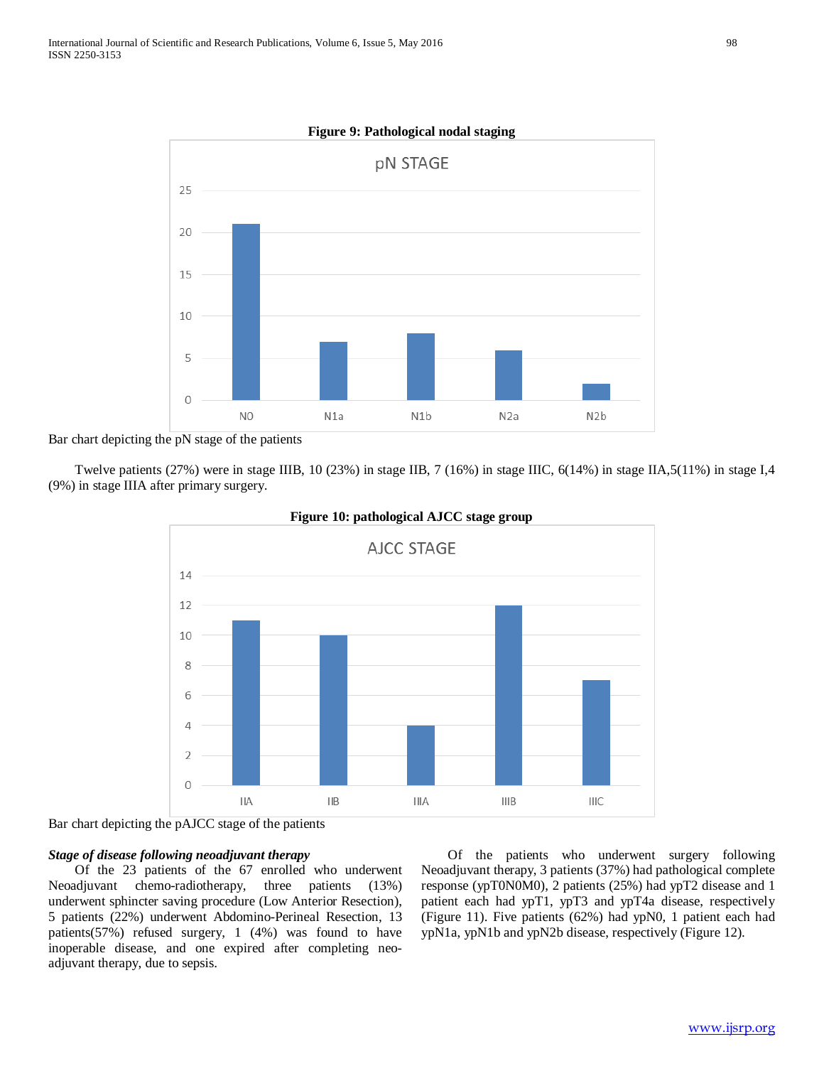**Figure 9: Pathological nodal staging**

Bar chart depicting the pN stage of the patients

Twelve patients (27%) were in stage IIIB, 10 (23%) in stage IIB, 7 (16%) in stage IIIC, 6(14%) in stage IIA,5(11%) in stage I,4 (9%) in stage IIIA after primary surgery.

**Figure 10: pathological AJCC stage group**

Bar chart depicting the pAJCC stage of the patients

***Stage of disease following neoadjuvant therapy***

Of the 23 patients of the 67 enrolled who underwent Neoadjuvant chemo-radiotherapy, three patients (13%) underwent sphincter saving procedure (Low Anterior Resection), 5 patients (22%) underwent Abdomino-Perineal Resection, 13 patients(57%) refused surgery, 1 (4%) was found to have inoperable disease, and one expired after completing neo-adjuvant therapy, due to sepsis.

Of the patients who underwent surgery following Neoadjuvant therapy, 3 patients (37%) had pathological complete response (ypT0N0M0), 2 patients (25%) had ypT2 disease and 1 patient each had ypT1, ypT3 and ypT4a disease, respectively (Figure 11). Five patients (62%) had ypN0, 1 patient each had ypN1a, ypN1b and ypN2b disease, respectively (Figure 12).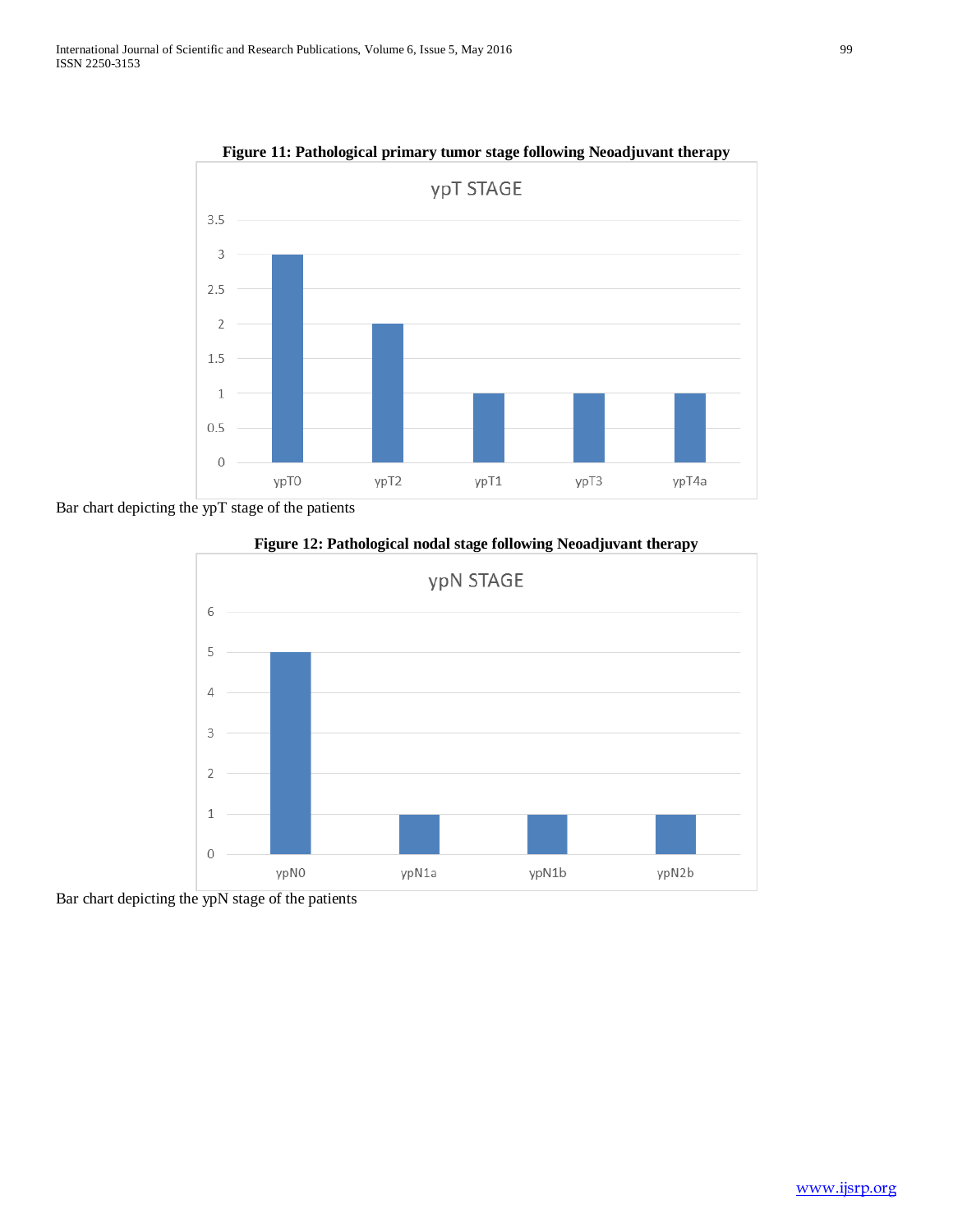**Figure 11: Pathological primary tumor stage following Neoadjuvant therapy**

Bar chart depicting the ypT stage of the patients

**Figure 12: Pathological nodal stage following Neoadjuvant therapy**

Bar chart depicting the ypN stage of the patients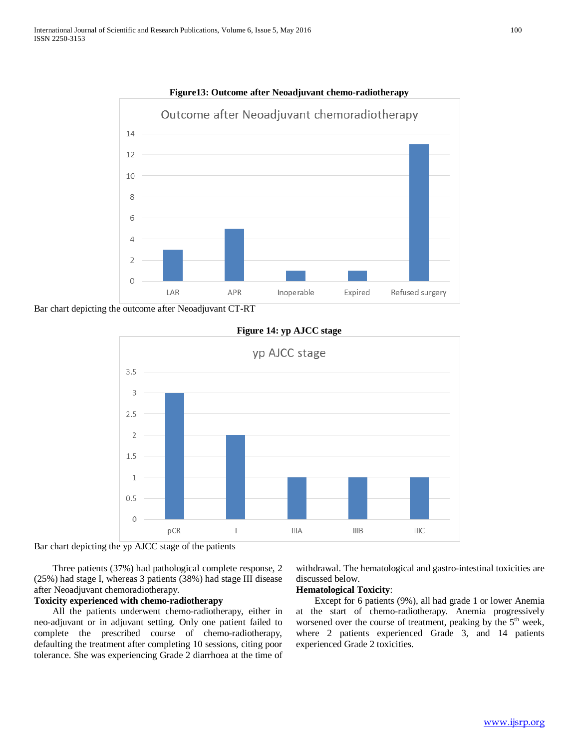**Figure13: Outcome after Neoadjuvant chemo-radiotherapy**

Bar chart depicting the outcome after Neoadjuvant CT-RT

**Figure 14: yp AJCC stage**

Bar chart depicting the yp AJCC stage of the patients

Three patients (37%) had pathological complete response, 2 (25%) had stage I, whereas 3 patients (38%) had stage III disease after Neoadjuvant chemoradiotherapy.

**Toxicity experienced with chemo-radiotherapy**

All the patients underwent chemo-radiotherapy, either in neo-adjuvant or in adjuvant setting. Only one patient failed to complete the prescribed course of chemo-radiotherapy, defaulting the treatment after completing 10 sessions, citing poor tolerance. She was experiencing Grade 2 diarrhoea at the time of withdrawal. The hematological and gastro-intestinal toxicities are discussed below.

**Hematological Toxicity**:

Except for 6 patients (9%), all had grade 1 or lower Anemia at the start of chemo-radiotherapy. Anemia progressively worsened over the course of treatment, peaking by the 5th week, where 2 patients experienced Grade 3, and 14 patients experienced Grade 2 toxicities.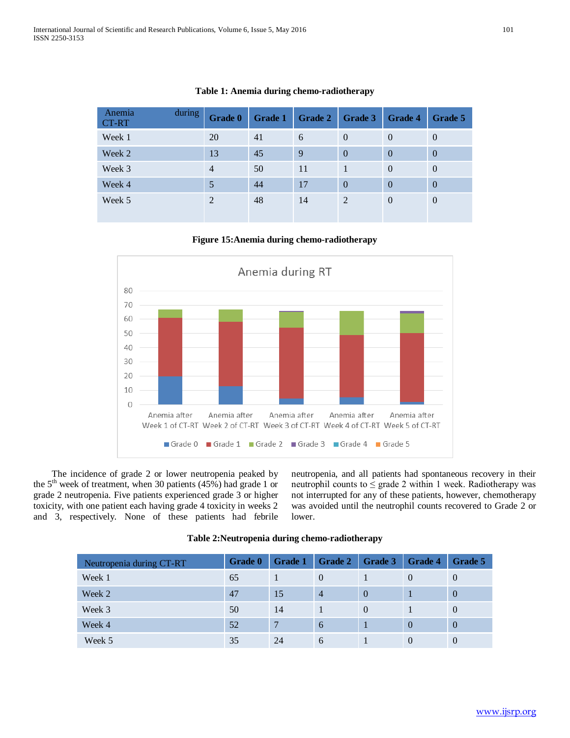**Table 1: Anemia during chemo-radiotherapy**

| Anemia during CT-RT | Grade 0 | Grade 1 | Grade 2 | Grade 3 | Grade 4 | Grade 5 |
|---|---|---|---|---|---|---|
| Week 1 | 20 | 41 | 6 | 0 | 0 | 0 |
| Week 2 | 13 | 45 | 9 | 0 | 0 | 0 |
| Week 3 | 4 | 50 | 11 | 1 | 0 | 0 |
| Week 4 | 5 | 44 | 17 | 0 | 0 | 0 |
| Week 5 | 2 | 48 | 14 | 2 | 0 | 0 |

**Figure 15:Anemia during chemo-radiotherapy**

The incidence of grade 2 or lower neutropenia peaked by the 5th week of treatment, when 30 patients (45%) had grade 1 or grade 2 neutropenia. Five patients experienced grade 3 or higher toxicity, with one patient each having grade 4 toxicity in weeks 2 and 3, respectively. None of these patients had febrile neutropenia, and all patients had spontaneous recovery in their neutrophil counts to ≤ grade 2 within 1 week. Radiotherapy was not interrupted for any of these patients, however, chemotherapy was avoided until the neutrophil counts recovered to Grade 2 or lower.

**Table 2:Neutropenia during chemo-radiotherapy**

| Neutropenia during CT-RT | Grade 0 | Grade 1 | Grade 2 | Grade 3 | Grade 4 | Grade 5 |
|---|---|---|---|---|---|---|
| Week 1 | 65 | 1 | 0 | 1 | 0 | 0 |
| Week 2 | 47 | 15 | 4 | 0 | 1 | 0 |
| Week 3 | 50 | 14 | 1 | 0 | 1 | 0 |
| Week 4 | 52 | 7 | 6 | 1 | 0 | 0 |
| Week 5 | 35 | 24 | 6 | 1 | 0 | 0 |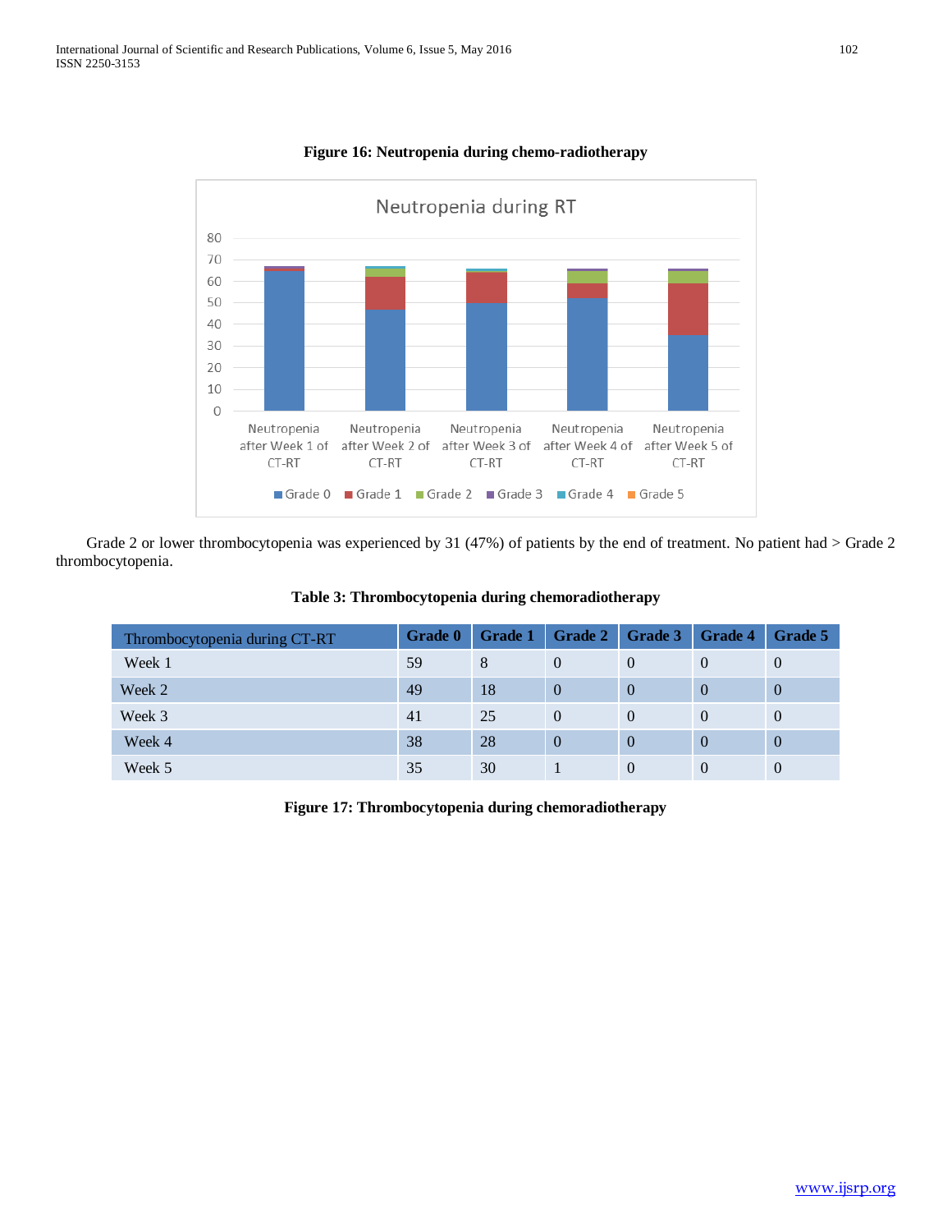**Figure 16: Neutropenia during chemo-radiotherapy**

Grade 2 or lower thrombocytopenia was experienced by 31 (47%) of patients by the end of treatment. No patient had > Grade 2 thrombocytopenia.

**Table 3: Thrombocytopenia during chemoradiotherapy**

| Thrombocytopenia during CT-RT | Grade 0 | Grade 1 | Grade 2 | Grade 3 | Grade 4 | Grade 5 |
|---|---|---|---|---|---|---|
| Week 1 | 59 | 8 | 0 | 0 | 0 | 0 |
| Week 2 | 49 | 18 | 0 | 0 | 0 | 0 |
| Week 3 | 41 | 25 | 0 | 0 | 0 | 0 |
| Week 4 | 38 | 28 | 0 | 0 | 0 | 0 |
| Week 5 | 35 | 30 | 1 | 0 | 0 | 0 |

**Figure 17: Thrombocytopenia during chemoradiotherapy**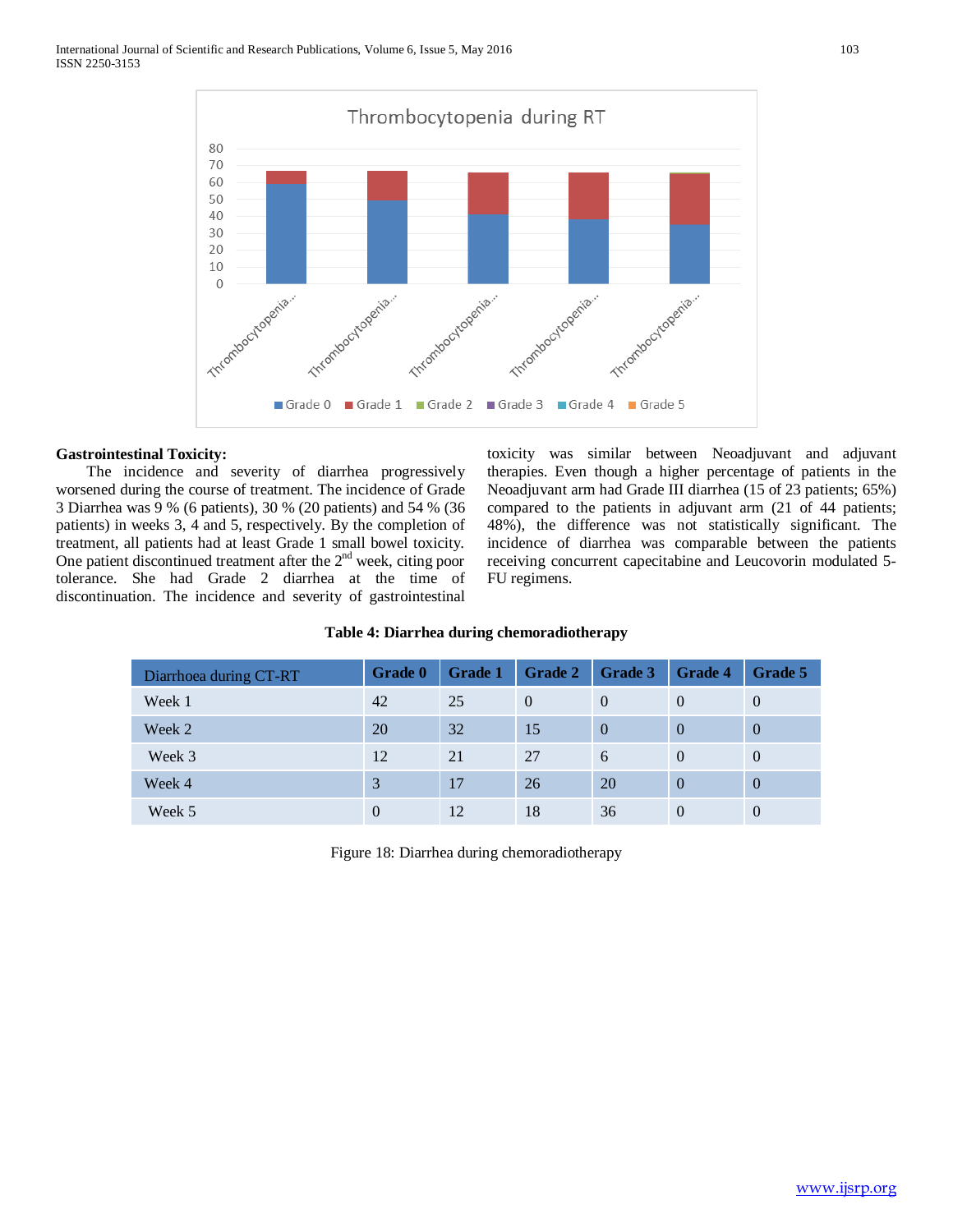## Gastrointestinal Toxicity:

The incidence and severity of diarrhea progressively worsened during the course of treatment. The incidence of Grade 3 Diarrhea was 9 % (6 patients), 30 % (20 patients) and 54 % (36 patients) in weeks 3, 4 and 5, respectively. By the completion of treatment, all patients had at least Grade 1 small bowel toxicity. One patient discontinued treatment after the 2nd week, citing poor tolerance. She had Grade 2 diarrhea at the time of discontinuation. The incidence and severity of gastrointestinal toxicity was similar between Neoadjuvant and adjuvant therapies. Even though a higher percentage of patients in the Neoadjuvant arm had Grade III diarrhea (15 of 23 patients; 65%) compared to the patients in adjuvant arm (21 of 44 patients; 48%), the difference was not statistically significant. The incidence of diarrhea was comparable between the patients receiving concurrent capecitabine and Leucovorin modulated 5-FU regimens.

**Table 4: Diarrhea during chemoradiotherapy**

| Diarrhoea during CT-RT | Grade 0 | Grade 1 | Grade 2 | Grade 3 | Grade 4 | Grade 5 |
|---|---|---|---|---|---|---|
| Week 1 | 42 | 25 | 0 | 0 | 0 | 0 |
| Week 2 | 20 | 32 | 15 | 0 | 0 | 0 |
| Week 3 | 12 | 21 | 27 | 6 | 0 | 0 |
| Week 4 | 3 | 17 | 26 | 20 | 0 | 0 |
| Week 5 | 0 | 12 | 18 | 36 | 0 | 0 |

Figure 18: Diarrhea during chemoradiotherapy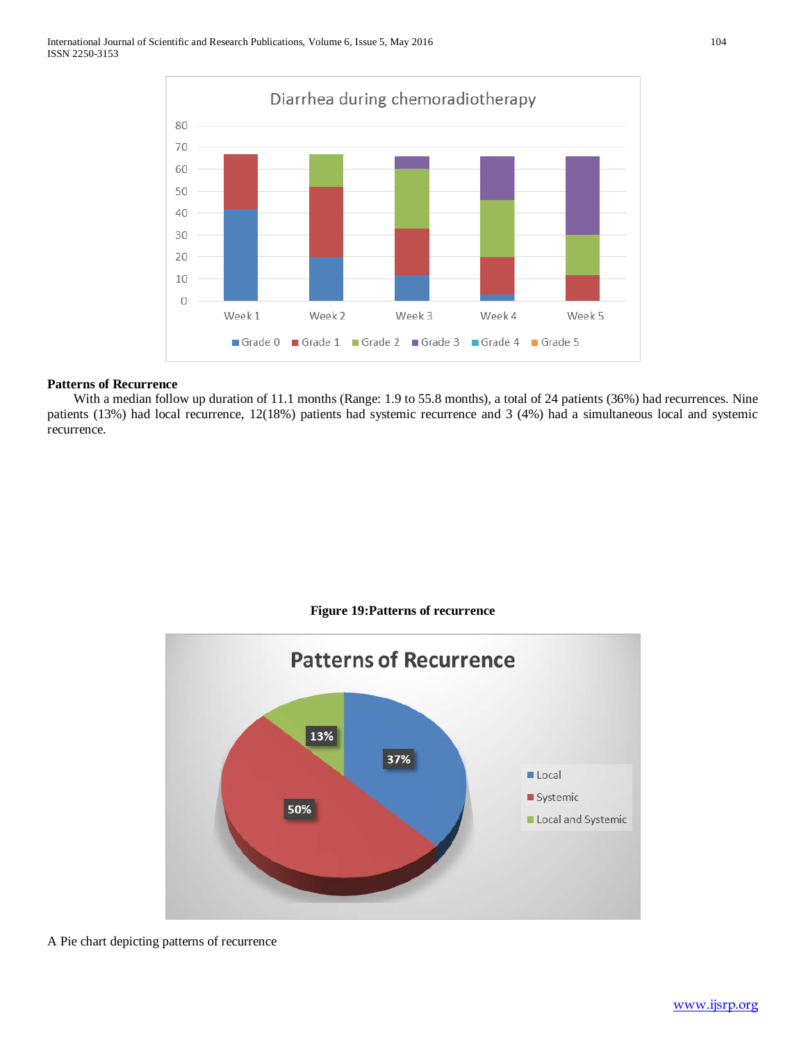## Patterns of Recurrence

With a median follow up duration of 11.1 months (Range: 1.9 to 55.8 months), a total of 24 patients (36%) had recurrences. Nine patients (13%) had local recurrence, 12(18%) patients had systemic recurrence and 3 (4%) had a simultaneous local and systemic recurrence.

**Figure 19:Patterns of recurrence**

A Pie chart depicting patterns of recurrence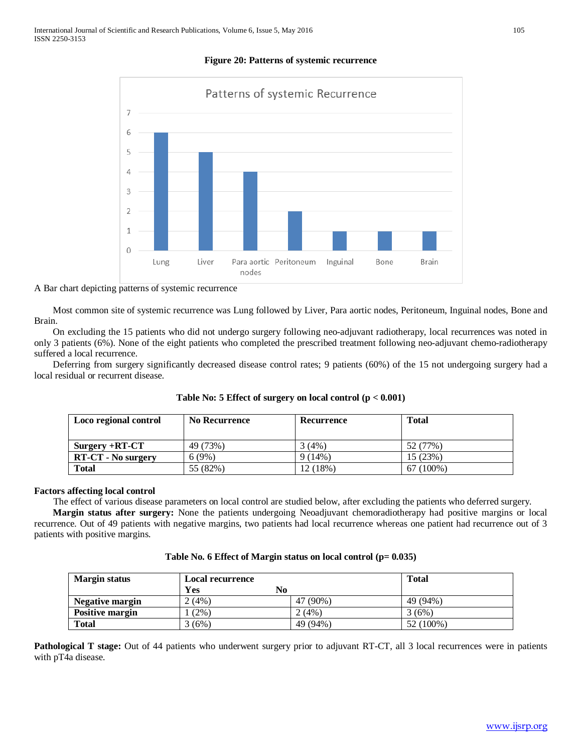**Figure 20: Patterns of systemic recurrence**

A Bar chart depicting patterns of systemic recurrence

Most common site of systemic recurrence was Lung followed by Liver, Para aortic nodes, Peritoneum, Inguinal nodes, Bone and Brain.

On excluding the 15 patients who did not undergo surgery following neo-adjuvant radiotherapy, local recurrences was noted in only 3 patients (6%). None of the eight patients who completed the prescribed treatment following neo-adjuvant chemo-radiotherapy suffered a local recurrence.

Deferring from surgery significantly decreased disease control rates; 9 patients (60%) of the 15 not undergoing surgery had a local residual or recurrent disease.

**Table No: 5 Effect of surgery on local control ($p < 0.001$)**

| Loco regional control | No Recurrence | Recurrence | Total |
|---|---|---|---|
| **Surgery +RT-CT** | 49 (73%) | 3 (4%) | 52 (77%) |
| **RT-CT - No surgery** | 6 (9%) | 9 (14%) | 15 (23%) |
| **Total** | 55 (82%) | 12 (18%) | 67 (100%) |

**Factors affecting local control**

The effect of various disease parameters on local control are studied below, after excluding the patients who deferred surgery.

**Margin status after surgery:** None the patients undergoing Neoadjuvant chemoradiotherapy had positive margins or local recurrence. Out of 49 patients with negative margins, two patients had local recurrence whereas one patient had recurrence out of 3 patients with positive margins.

**Table No. 6 Effect of Margin status on local control ($p= 0.035$)**

| Margin status | Local recurrence | | Total |
|---|---|---|---|
| | **Yes** | **No** | |
| **Negative margin** | 2 (4%) | 47 (90%) | 49 (94%) |
| **Positive margin** | 1 (2%) | 2 (4%) | 3 (6%) |
| **Total** | 3 (6%) | 49 (94%) | 52 (100%) |

**Pathological T stage:** Out of 44 patients who underwent surgery prior to adjuvant RT-CT, all 3 local recurrences were in patients with pT4a disease.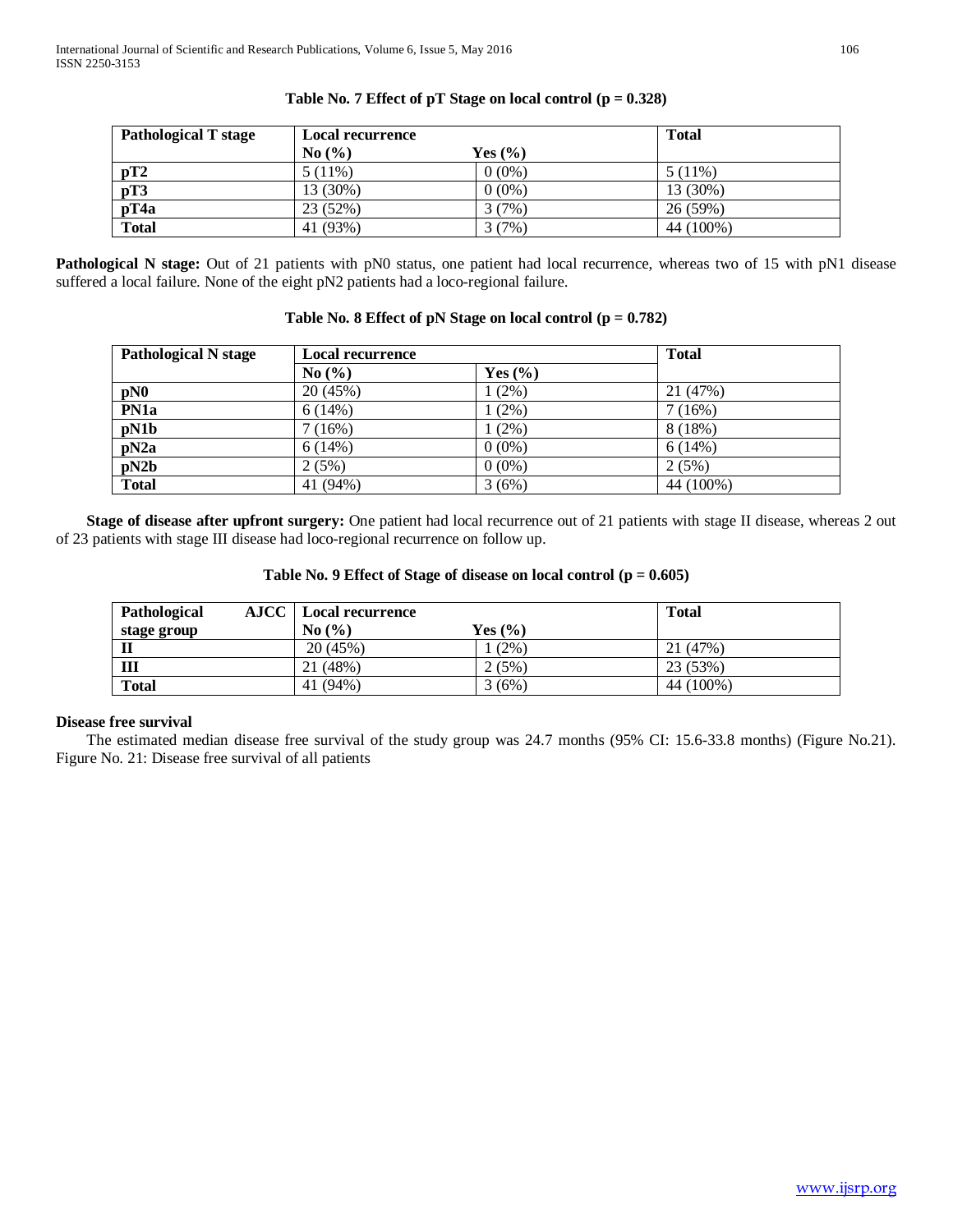**Table No. 7 Effect of pT Stage on local control (p = 0.328)**

| Pathological T stage | Local recurrence | | Total |
|---|---|---|---|
| | No (%) | Yes (%) | |
| **pT2** | 5 (11%) | 0 (0%) | 5 (11%) |
| **pT3** | 13 (30%) | 0 (0%) | 13 (30%) |
| **pT4a** | 23 (52%) | 3 (7%) | 26 (59%) |
| **Total** | 41 (93%) | 3 (7%) | 44 (100%) |

**Pathological N stage:** Out of 21 patients with pN0 status, one patient had local recurrence, whereas two of 15 with pN1 disease suffered a local failure. None of the eight pN2 patients had a loco-regional failure.

**Table No. 8 Effect of pN Stage on local control (p = 0.782)**

| Pathological N stage | Local recurrence | | Total |
|---|---|---|---|
| | No (%) | Yes (%) | |
| **pN0** | 20 (45%) | 1 (2%) | 21 (47%) |
| **PN1a** | 6 (14%) | 1 (2%) | 7 (16%) |
| **pN1b** | 7 (16%) | 1 (2%) | 8 (18%) |
| **pN2a** | 6 (14%) | 0 (0%) | 6 (14%) |
| **pN2b** | 2 (5%) | 0 (0%) | 2 (5%) |
| **Total** | 41 (94%) | 3 (6%) | 44 (100%) |

**Stage of disease after upfront surgery:** One patient had local recurrence out of 21 patients with stage II disease, whereas 2 out of 23 patients with stage III disease had loco-regional recurrence on follow up.

**Table No. 9 Effect of Stage of disease on local control (p = 0.605)**

| Pathological AJCC stage group | Local recurrence | | Total |
|---|---|---|---|
| | No (%) | Yes (%) | |
| **II** | 20 (45%) | 1 (2%) | 21 (47%) |
| **III** | 21 (48%) | 2 (5%) | 23 (53%) |
| **Total** | 41 (94%) | 3 (6%) | 44 (100%) |

**Disease free survival**

The estimated median disease free survival of the study group was 24.7 months (95% CI: 15.6-33.8 months) (Figure No.21).
Figure No. 21: Disease free survival of all patients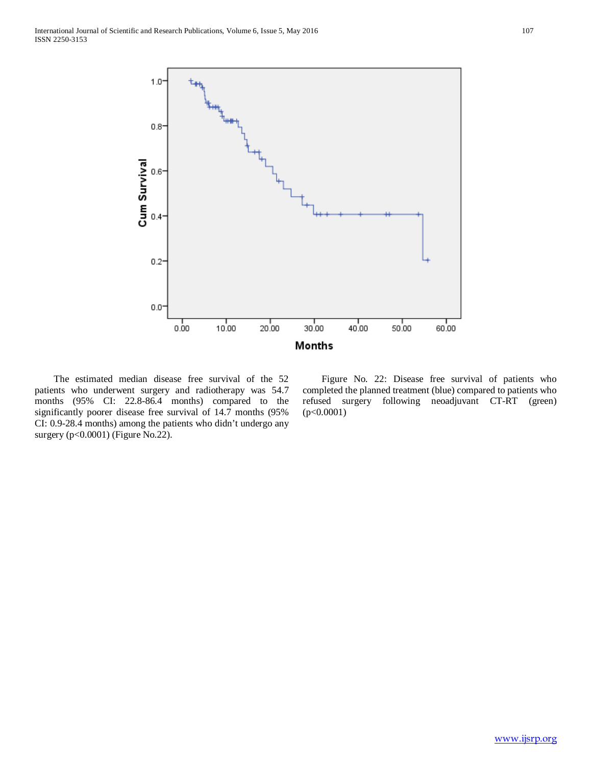The estimated median disease free survival of the 52 patients who underwent surgery and radiotherapy was 54.7 months (95% CI: 22.8-86.4 months) compared to the significantly poorer disease free survival of 14.7 months (95% CI: 0.9-28.4 months) among the patients who didn't undergo any surgery ($p<0.0001$) (Figure No.22).

Figure No. 22: Disease free survival of patients who completed the planned treatment (blue) compared to patients who refused surgery following neoadjuvant CT-RT (green) ($p<0.0001$)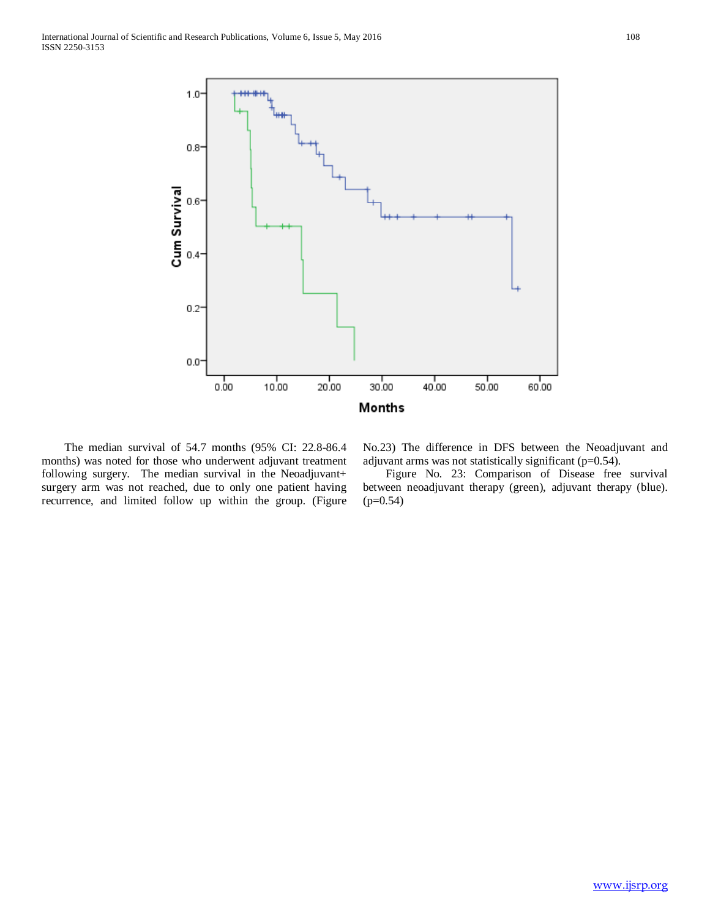The median survival of 54.7 months (95% CI: 22.8-86.4 months) was noted for those who underwent adjuvant treatment following surgery. The median survival in the Neoadjuvant+ surgery arm was not reached, due to only one patient having recurrence, and limited follow up within the group. (Figure No.23) The difference in DFS between the Neoadjuvant and adjuvant arms was not statistically significant (p=0.54).

Figure No. 23: Comparison of Disease free survival between neoadjuvant therapy (green), adjuvant therapy (blue). (p=0.54)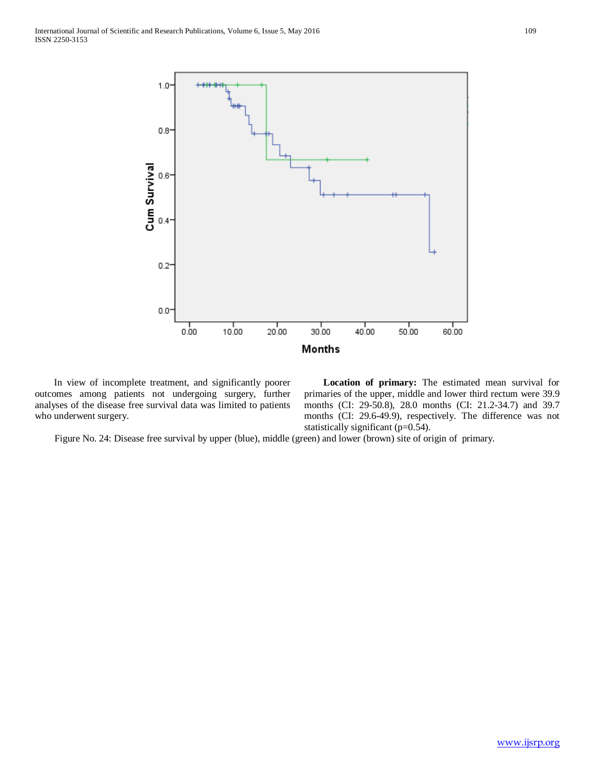In view of incomplete treatment, and significantly poorer outcomes among patients not undergoing surgery, further analyses of the disease free survival data was limited to patients who underwent surgery.

**Location of primary:** The estimated mean survival for primaries of the upper, middle and lower third rectum were 39.9 months (CI: 29-50.8), 28.0 months (CI: 21.2-34.7) and 39.7 months (CI: 29.6-49.9), respectively. The difference was not statistically significant (p=0.54).

Figure No. 24: Disease free survival by upper (blue), middle (green) and lower (brown) site of origin of primary.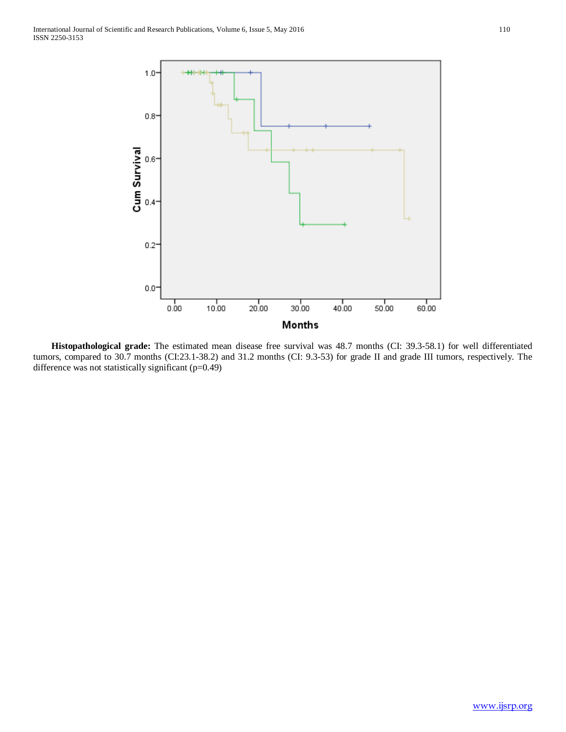**Histopathological grade:** The estimated mean disease free survival was 48.7 months (CI: 39.3-58.1) for well differentiated tumors, compared to 30.7 months (CI:23.1-38.2) and 31.2 months (CI: 9.3-53) for grade II and grade III tumors, respectively. The difference was not statistically significant (p=0.49)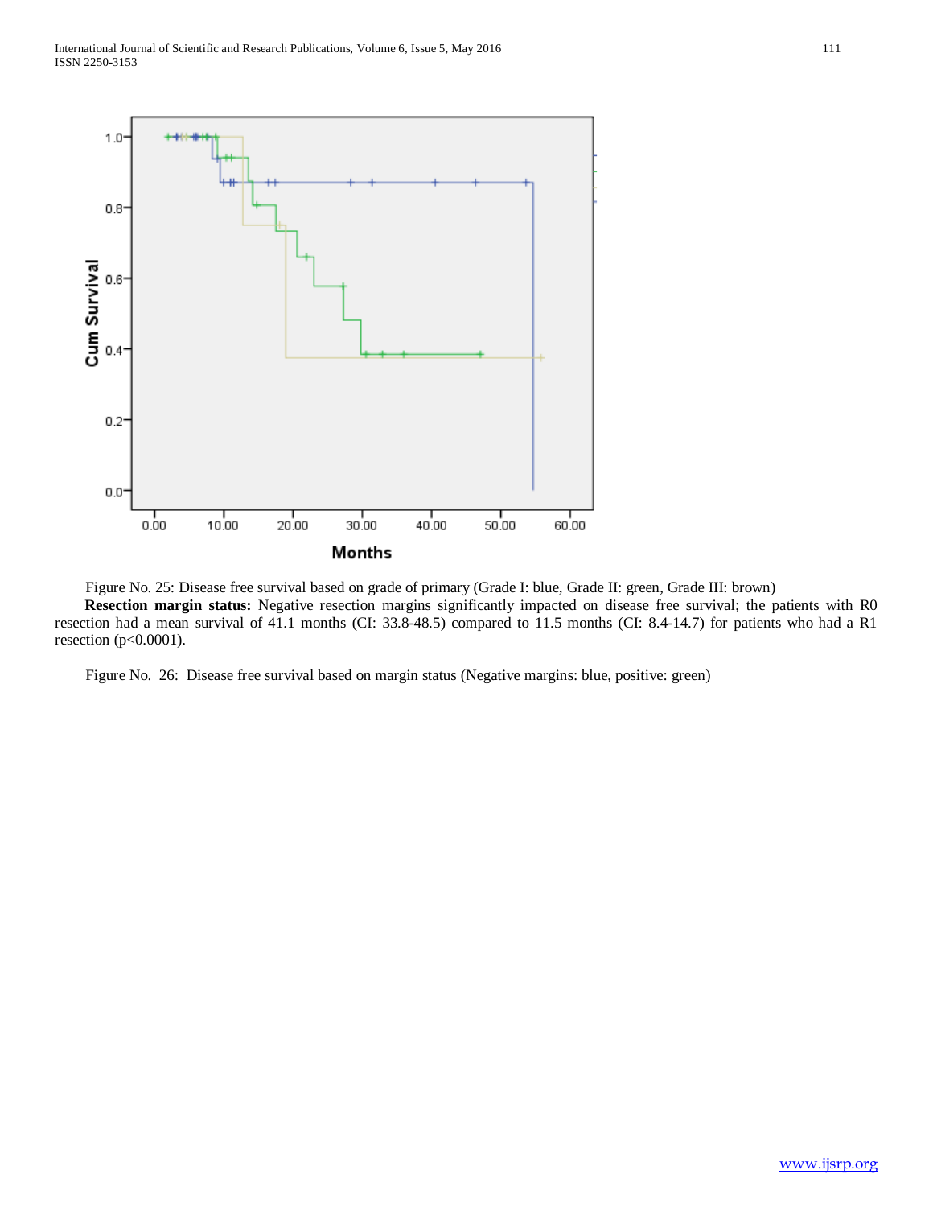Figure No. 25: Disease free survival based on grade of primary (Grade I: blue, Grade II: green, Grade III: brown)

**Resection margin status:** Negative resection margins significantly impacted on disease free survival; the patients with R0 resection had a mean survival of 41.1 months (CI: 33.8-48.5) compared to 11.5 months (CI: 8.4-14.7) for patients who had a R1 resection ($p<0.0001$).

Figure No. 26: Disease free survival based on margin status (Negative margins: blue, positive: green)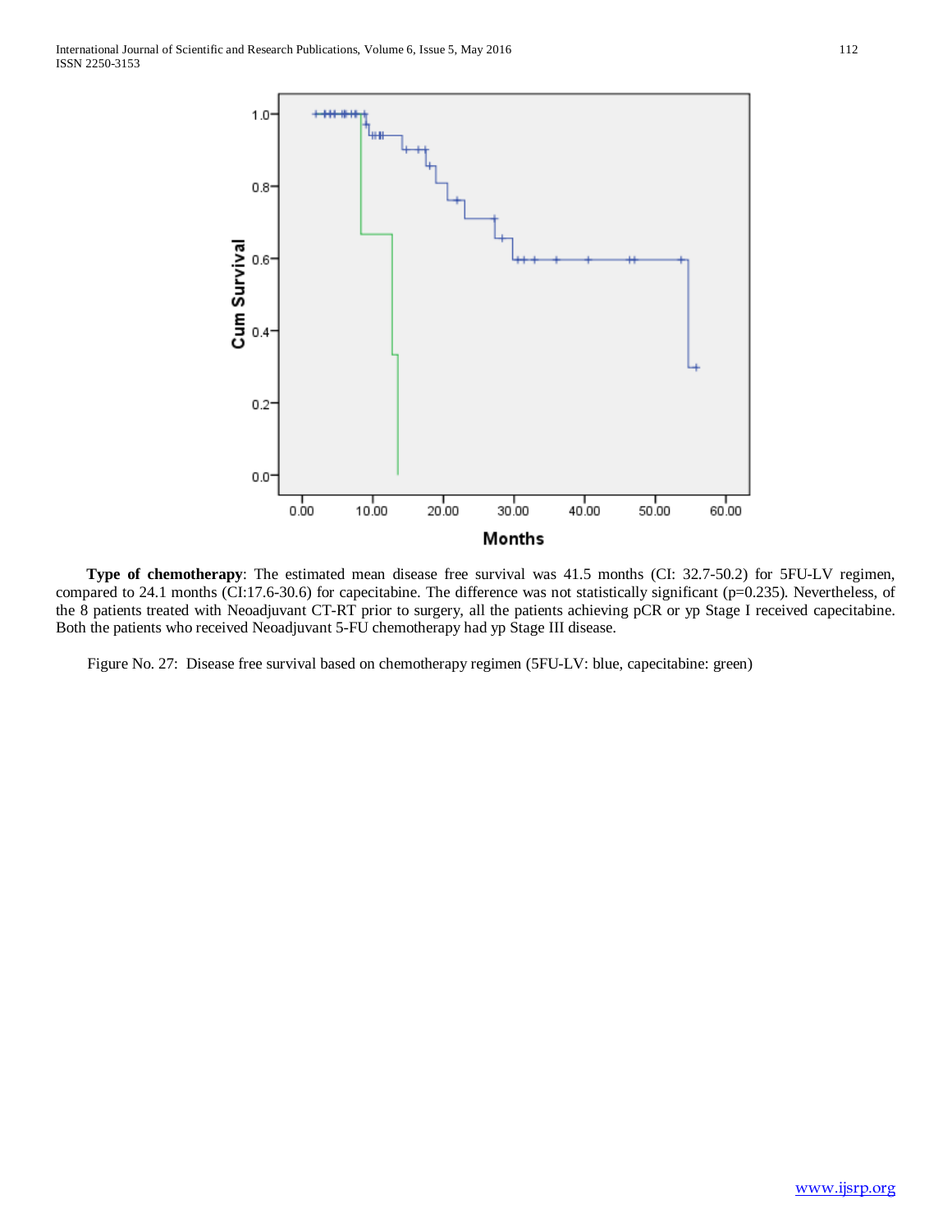**Type of chemotherapy**: The estimated mean disease free survival was 41.5 months (CI: 32.7-50.2) for 5FU-LV regimen, compared to 24.1 months (CI:17.6-30.6) for capecitabine. The difference was not statistically significant (p=0.235). Nevertheless, of the 8 patients treated with Neoadjuvant CT-RT prior to surgery, all the patients achieving pCR or yp Stage I received capecitabine. Both the patients who received Neoadjuvant 5-FU chemotherapy had yp Stage III disease.

Figure No. 27: Disease free survival based on chemotherapy regimen (5FU-LV: blue, capecitabine: green)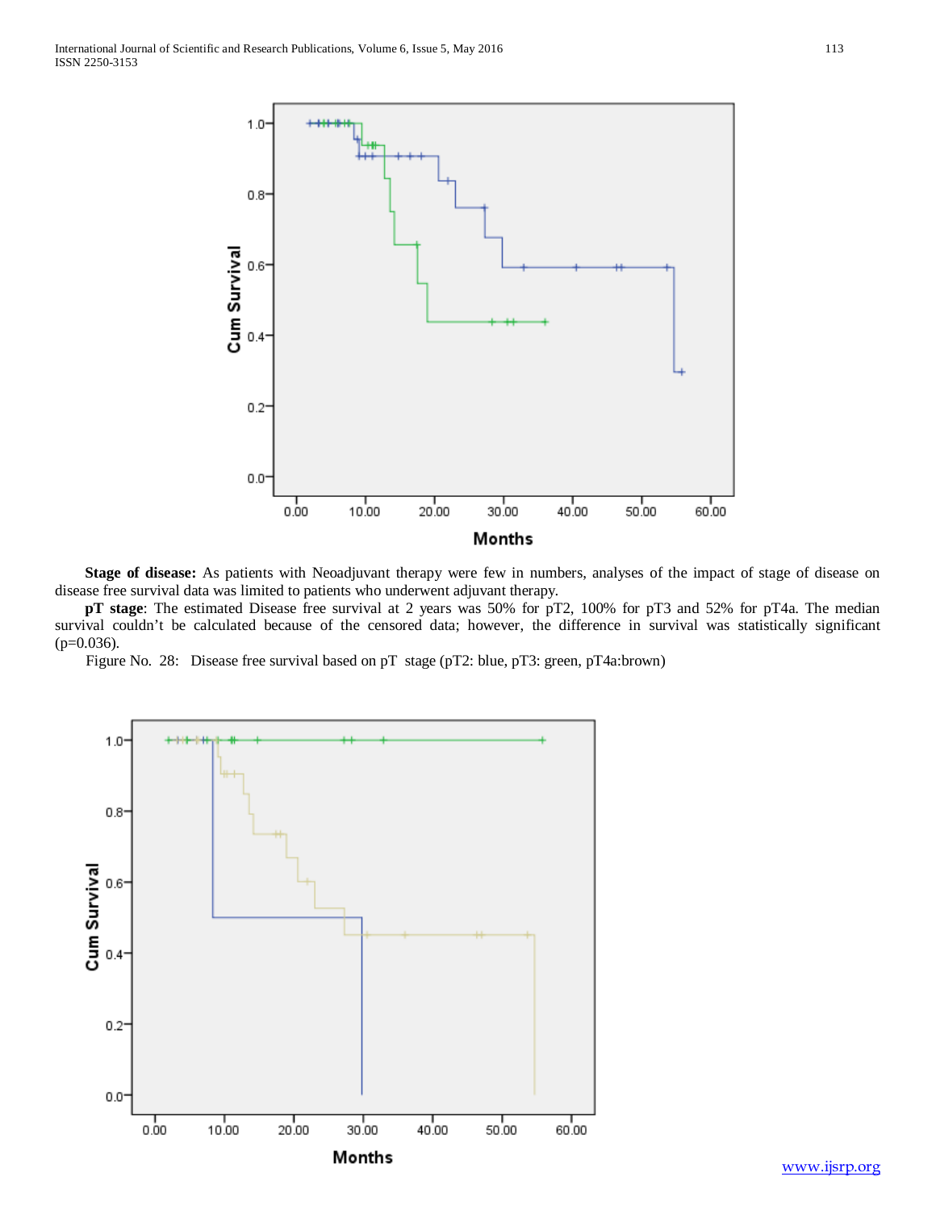**Stage of disease:** As patients with Neoadjuvant therapy were few in numbers, analyses of the impact of stage of disease on disease free survival data was limited to patients who underwent adjuvant therapy.

**pT stage**: The estimated Disease free survival at 2 years was 50% for pT2, 100% for pT3 and 52% for pT4a. The median survival couldn't be calculated because of the censored data; however, the difference in survival was statistically significant (p=0.036).

Figure No. 28: Disease free survival based on pT stage (pT2: blue, pT3: green, pT4a:brown)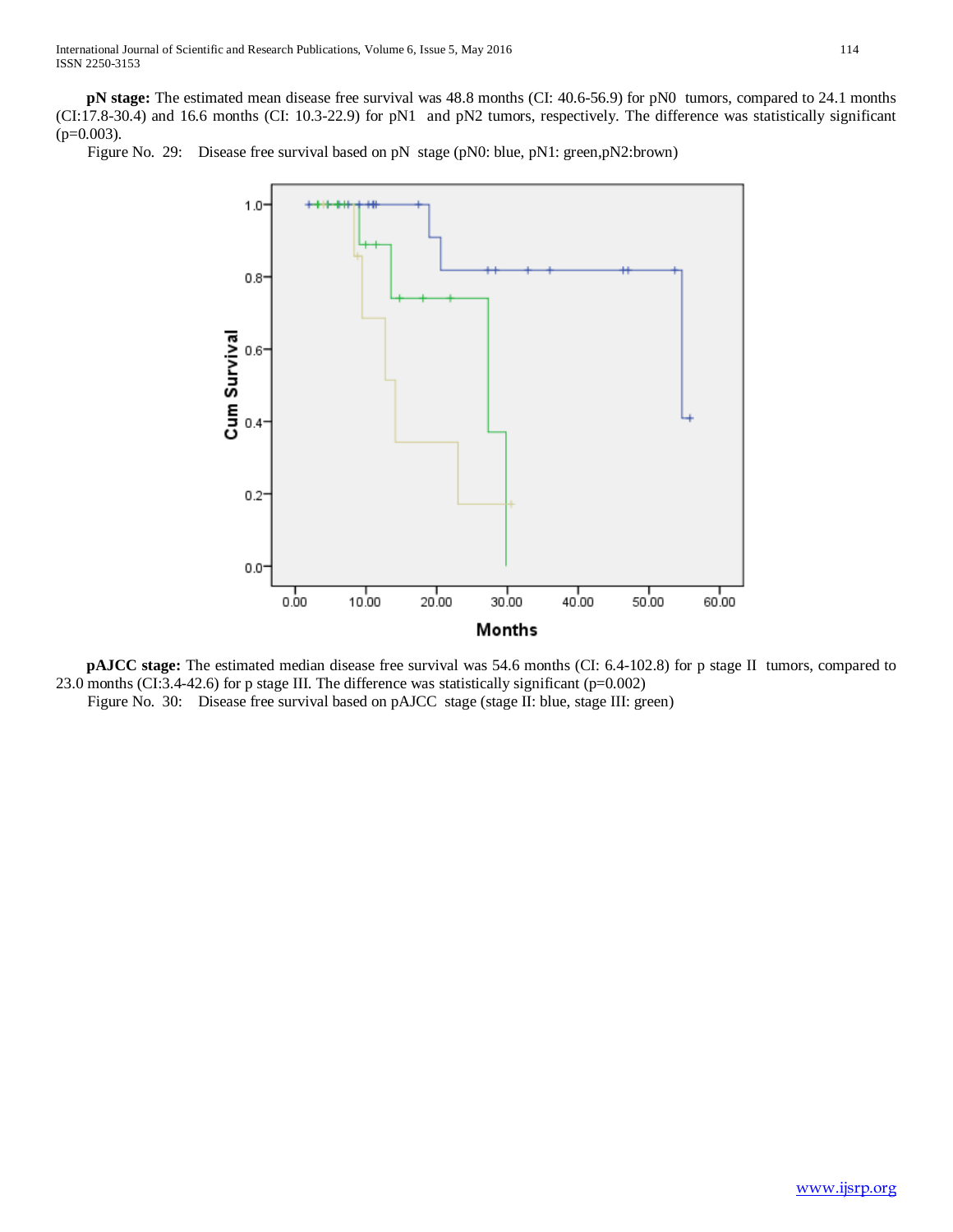**pN stage:** The estimated mean disease free survival was 48.8 months (CI: 40.6-56.9) for pN0 tumors, compared to 24.1 months (CI:17.8-30.4) and 16.6 months (CI: 10.3-22.9) for pN1 and pN2 tumors, respectively. The difference was statistically significant (p=0.003).

Figure No. 29: Disease free survival based on pN stage (pN0: blue, pN1: green,pN2:brown)

**pAJCC stage:** The estimated median disease free survival was 54.6 months (CI: 6.4-102.8) for p stage II tumors, compared to 23.0 months (CI:3.4-42.6) for p stage III. The difference was statistically significant (p=0.002)

Figure No. 30: Disease free survival based on pAJCC stage (stage II: blue, stage III: green)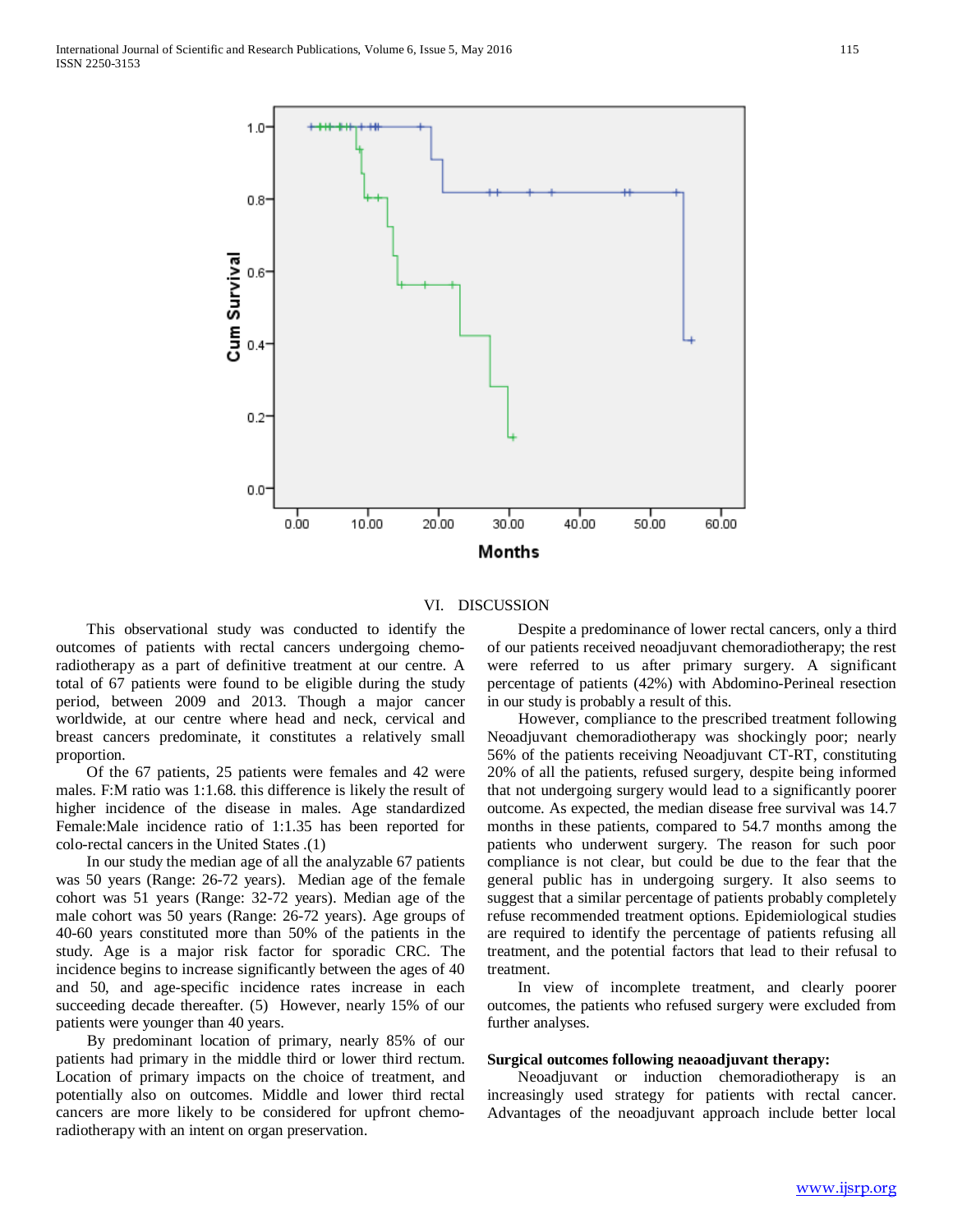## VI. DISCUSSION

This observational study was conducted to identify the outcomes of patients with rectal cancers undergoing chemo-radiotherapy as a part of definitive treatment at our centre. A total of 67 patients were found to be eligible during the study period, between 2009 and 2013. Though a major cancer worldwide, at our centre where head and neck, cervical and breast cancers predominate, it constitutes a relatively small proportion.

Of the 67 patients, 25 patients were females and 42 were males. F:M ratio was 1:1.68. this difference is likely the result of higher incidence of the disease in males. Age standardized Female:Male incidence ratio of 1:1.35 has been reported for colo-rectal cancers in the United States .(1)

In our study the median age of all the analyzable 67 patients was 50 years (Range: 26-72 years). Median age of the female cohort was 51 years (Range: 32-72 years). Median age of the male cohort was 50 years (Range: 26-72 years). Age groups of 40-60 years constituted more than 50% of the patients in the study. Age is a major risk factor for sporadic CRC. The incidence begins to increase significantly between the ages of 40 and 50, and age-specific incidence rates increase in each succeeding decade thereafter. (5) However, nearly 15% of our patients were younger than 40 years.

By predominant location of primary, nearly 85% of our patients had primary in the middle third or lower third rectum. Location of primary impacts on the choice of treatment, and potentially also on outcomes. Middle and lower third rectal cancers are more likely to be considered for upfront chemo-radiotherapy with an intent on organ preservation.

Despite a predominance of lower rectal cancers, only a third of our patients received neoadjuvant chemoradiotherapy; the rest were referred to us after primary surgery. A significant percentage of patients (42%) with Abdomino-Perineal resection in our study is probably a result of this.

However, compliance to the prescribed treatment following Neoadjuvant chemoradiotherapy was shockingly poor; nearly 56% of the patients receiving Neoadjuvant CT-RT, constituting 20% of all the patients, refused surgery, despite being informed that not undergoing surgery would lead to a significantly poorer outcome. As expected, the median disease free survival was 14.7 months in these patients, compared to 54.7 months among the patients who underwent surgery. The reason for such poor compliance is not clear, but could be due to the fear that the general public has in undergoing surgery. It also seems to suggest that a similar percentage of patients probably completely refuse recommended treatment options. Epidemiological studies are required to identify the percentage of patients refusing all treatment, and the potential factors that lead to their refusal to treatment.

In view of incomplete treatment, and clearly poorer outcomes, the patients who refused surgery were excluded from further analyses.

**Surgical outcomes following neaoadjuvant therapy:**

Neoadjuvant or induction chemoradiotherapy is an increasingly used strategy for patients with rectal cancer. Advantages of the neoadjuvant approach include better local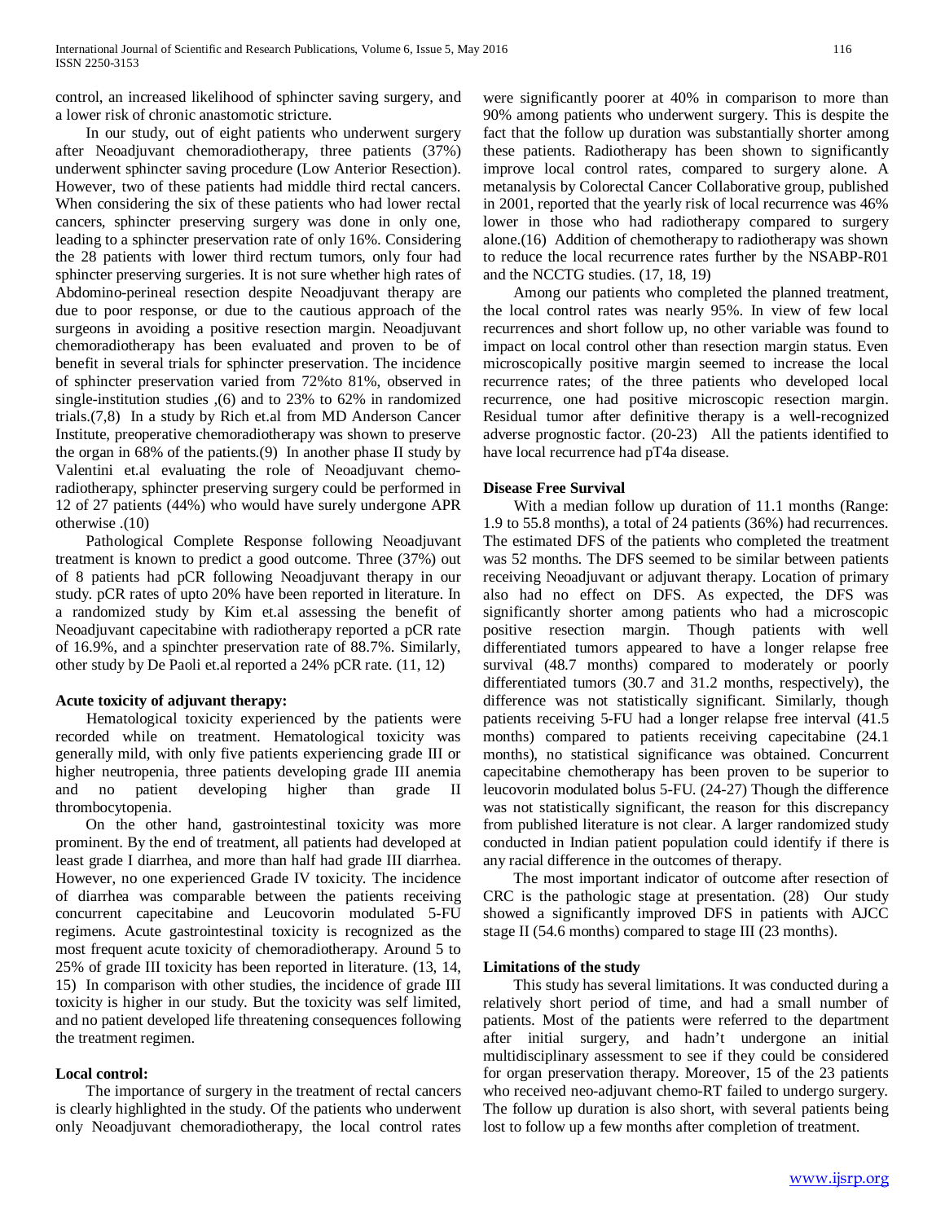control, an increased likelihood of sphincter saving surgery, and a lower risk of chronic anastomotic stricture.

In our study, out of eight patients who underwent surgery after Neoadjuvant chemoradiotherapy, three patients (37%) underwent sphincter saving procedure (Low Anterior Resection). However, two of these patients had middle third rectal cancers. When considering the six of these patients who had lower rectal cancers, sphincter preserving surgery was done in only one, leading to a sphincter preservation rate of only 16%. Considering the 28 patients with lower third rectum tumors, only four had sphincter preserving surgeries. It is not sure whether high rates of Abdomino-perineal resection despite Neoadjuvant therapy are due to poor response, or due to the cautious approach of the surgeons in avoiding a positive resection margin. Neoadjuvant chemoradiotherapy has been evaluated and proven to be of benefit in several trials for sphincter preservation. The incidence of sphincter preservation varied from 72%to 81%, observed in single-institution studies ,(6) and to 23% to 62% in randomized trials.(7,8) In a study by Rich et.al from MD Anderson Cancer Institute, preoperative chemoradiotherapy was shown to preserve the organ in 68% of the patients.(9) In another phase II study by Valentini et.al evaluating the role of Neoadjuvant chemo-radiotherapy, sphincter preserving surgery could be performed in 12 of 27 patients (44%) who would have surely undergone APR otherwise .(10)

Pathological Complete Response following Neoadjuvant treatment is known to predict a good outcome. Three (37%) out of 8 patients had pCR following Neoadjuvant therapy in our study. pCR rates of upto 20% have been reported in literature. In a randomized study by Kim et.al assessing the benefit of Neoadjuvant capecitabine with radiotherapy reported a pCR rate of 16.9%, and a spinchter preservation rate of 88.7%. Similarly, other study by De Paoli et.al reported a 24% pCR rate. (11, 12)

**Acute toxicity of adjuvant therapy:**

Hematological toxicity experienced by the patients were recorded while on treatment. Hematological toxicity was generally mild, with only five patients experiencing grade III or higher neutropenia, three patients developing grade III anemia and no patient developing higher than grade II thrombocytopenia.

On the other hand, gastrointestinal toxicity was more prominent. By the end of treatment, all patients had developed at least grade I diarrhea, and more than half had grade III diarrhea. However, no one experienced Grade IV toxicity. The incidence of diarrhea was comparable between the patients receiving concurrent capecitabine and Leucovorin modulated 5-FU regimens. Acute gastrointestinal toxicity is recognized as the most frequent acute toxicity of chemoradiotherapy. Around 5 to 25% of grade III toxicity has been reported in literature. (13, 14, 15) In comparison with other studies, the incidence of grade III toxicity is higher in our study. But the toxicity was self limited, and no patient developed life threatening consequences following the treatment regimen.

**Local control:**

The importance of surgery in the treatment of rectal cancers is clearly highlighted in the study. Of the patients who underwent only Neoadjuvant chemoradiotherapy, the local control rates were significantly poorer at 40% in comparison to more than 90% among patients who underwent surgery. This is despite the fact that the follow up duration was substantially shorter among these patients. Radiotherapy has been shown to significantly improve local control rates, compared to surgery alone. A metanalysis by Colorectal Cancer Collaborative group, published in 2001, reported that the yearly risk of local recurrence was 46% lower in those who had radiotherapy compared to surgery alone.(16) Addition of chemotherapy to radiotherapy was shown to reduce the local recurrence rates further by the NSABP-R01 and the NCCTG studies. (17, 18, 19)

Among our patients who completed the planned treatment, the local control rates was nearly 95%. In view of few local recurrences and short follow up, no other variable was found to impact on local control other than resection margin status. Even microscopically positive margin seemed to increase the local recurrence rates; of the three patients who developed local recurrence, one had positive microscopic resection margin. Residual tumor after definitive therapy is a well-recognized adverse prognostic factor. (20-23) All the patients identified to have local recurrence had pT4a disease.

**Disease Free Survival**

With a median follow up duration of 11.1 months (Range: 1.9 to 55.8 months), a total of 24 patients (36%) had recurrences. The estimated DFS of the patients who completed the treatment was 52 months. The DFS seemed to be similar between patients receiving Neoadjuvant or adjuvant therapy. Location of primary also had no effect on DFS. As expected, the DFS was significantly shorter among patients who had a microscopic positive resection margin. Though patients with well differentiated tumors appeared to have a longer relapse free survival (48.7 months) compared to moderately or poorly differentiated tumors (30.7 and 31.2 months, respectively), the difference was not statistically significant. Similarly, though patients receiving 5-FU had a longer relapse free interval (41.5 months) compared to patients receiving capecitabine (24.1 months), no statistical significance was obtained. Concurrent capecitabine chemotherapy has been proven to be superior to leucovorin modulated bolus 5-FU. (24-27) Though the difference was not statistically significant, the reason for this discrepancy from published literature is not clear. A larger randomized study conducted in Indian patient population could identify if there is any racial difference in the outcomes of therapy.

The most important indicator of outcome after resection of CRC is the pathologic stage at presentation. (28) Our study showed a significantly improved DFS in patients with AJCC stage II (54.6 months) compared to stage III (23 months).

**Limitations of the study**

This study has several limitations. It was conducted during a relatively short period of time, and had a small number of patients. Most of the patients were referred to the department after initial surgery, and hadn't undergone an initial multidisciplinary assessment to see if they could be considered for organ preservation therapy. Moreover, 15 of the 23 patients who received neo-adjuvant chemo-RT failed to undergo surgery. The follow up duration is also short, with several patients being lost to follow up a few months after completion of treatment.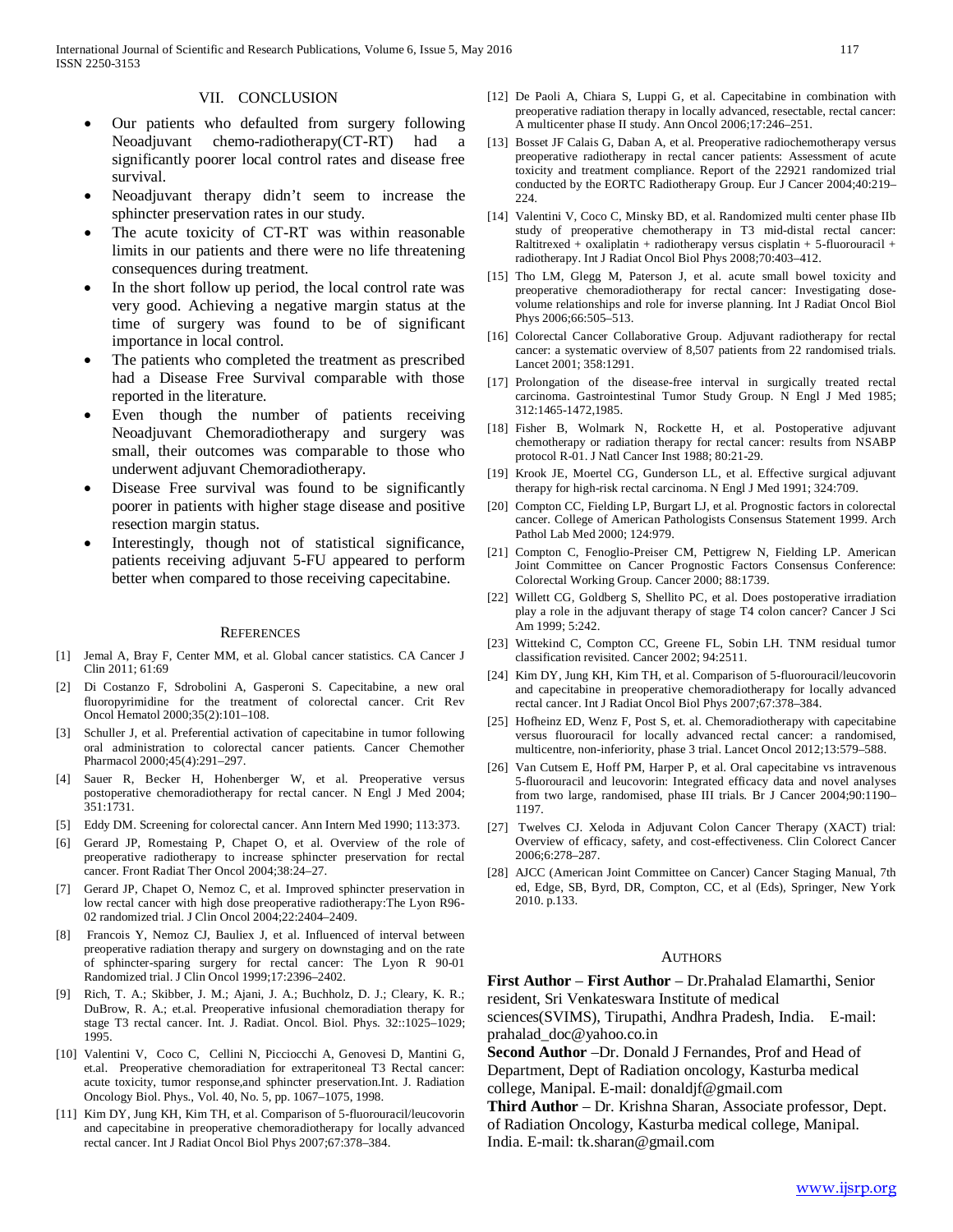## VII. CONCLUSION

- Our patients who defaulted from surgery following Neoadjuvant chemo-radiotherapy(CT-RT) had a significantly poorer local control rates and disease free survival.
- Neoadjuvant therapy didn't seem to increase the sphincter preservation rates in our study.
- The acute toxicity of CT-RT was within reasonable limits in our patients and there were no life threatening consequences during treatment.
- In the short follow up period, the local control rate was very good. Achieving a negative margin status at the time of surgery was found to be of significant importance in local control.
- The patients who completed the treatment as prescribed had a Disease Free Survival comparable with those reported in the literature.
- Even though the number of patients receiving Neoadjuvant Chemoradiotherapy and surgery was small, their outcomes was comparable to those who underwent adjuvant Chemoradiotherapy.
- Disease Free survival was found to be significantly poorer in patients with higher stage disease and positive resection margin status.
- Interestingly, though not of statistical significance, patients receiving adjuvant 5-FU appeared to perform better when compared to those receiving capecitabine.

## REFERENCES

[1] Jemal A, Bray F, Center MM, et al. Global cancer statistics. CA Cancer J Clin 2011; 61:69

[2] Di Costanzo F, Sdrobolini A, Gasperoni S. Capecitabine, a new oral fluoropyrimidine for the treatment of colorectal cancer. Crit Rev Oncol Hematol 2000;35(2):101–108.

[3] Schuller J, et al. Preferential activation of capecitabine in tumor following oral administration to colorectal cancer patients. Cancer Chemother Pharmacol 2000;45(4):291–297.

[4] Sauer R, Becker H, Hohenberger W, et al. Preoperative versus postoperative chemoradiotherapy for rectal cancer. N Engl J Med 2004; 351:1731.

[5] Eddy DM. Screening for colorectal cancer. Ann Intern Med 1990; 113:373.

[6] Gerard JP, Romestaing P, Chapet O, et al. Overview of the role of preoperative radiotherapy to increase sphincter preservation for rectal cancer. Front Radiat Ther Oncol 2004;38:24–27.

[7] Gerard JP, Chapet O, Nemoz C, et al. Improved sphincter preservation in low rectal cancer with high dose preoperative radiotherapy:The Lyon R96-02 randomized trial. J Clin Oncol 2004;22:2404–2409.

[8] Francois Y, Nemoz CJ, Bauliex J, et al. Influenced of interval between preoperative radiation therapy and surgery on downstaging and on the rate of sphincter-sparing surgery for rectal cancer: The Lyon R 90-01 Randomized trial. J Clin Oncol 1999;17:2396–2402.

[9] Rich, T. A.; Skibber, J. M.; Ajani, J. A.; Buchholz, D. J.; Cleary, K. R.; DuBrow, R. A.; et.al. Preoperative infusional chemoradiation therapy for stage T3 rectal cancer. Int. J. Radiat. Oncol. Biol. Phys. 32::1025–1029; 1995.

[10] Valentini V, Coco C, Cellini N, Picciocchi A, Genovesi D, Mantini G, et.al. Preoperative chemoradiation for extraperitoneal T3 Rectal cancer: acute toxicity, tumor response,and sphincter preservation.Int. J. Radiation Oncology Biol. Phys., Vol. 40, No. 5, pp. 1067–1075, 1998.

[11] Kim DY, Jung KH, Kim TH, et al. Comparison of 5-fluorouracil/leucovorin and capecitabine in preoperative chemoradiotherapy for locally advanced rectal cancer. Int J Radiat Oncol Biol Phys 2007;67:378–384.

[12] De Paoli A, Chiara S, Luppi G, et al. Capecitabine in combination with preoperative radiation therapy in locally advanced, resectable, rectal cancer: A multicenter phase II study. Ann Oncol 2006;17:246–251.

[13] Bosset JF Calais G, Daban A, et al. Preoperative radiochemotherapy versus preoperative radiotherapy in rectal cancer patients: Assessment of acute toxicity and treatment compliance. Report of the 22921 randomized trial conducted by the EORTC Radiotherapy Group. Eur J Cancer 2004;40:219–224.

[14] Valentini V, Coco C, Minsky BD, et al. Randomized multi center phase IIb study of preoperative chemotherapy in T3 mid-distal rectal cancer: Raltitrexed + oxaliplatin + radiotherapy versus cisplatin + 5-fluorouracil + radiotherapy. Int J Radiat Oncol Biol Phys 2008;70:403–412.

[15] Tho LM, Glegg M, Paterson J, et al. acute small bowel toxicity and preoperative chemoradiotherapy for rectal cancer: Investigating dose-volume relationships and role for inverse planning. Int J Radiat Oncol Biol Phys 2006;66:505–513.

[16] Colorectal Cancer Collaborative Group. Adjuvant radiotherapy for rectal cancer: a systematic overview of 8,507 patients from 22 randomised trials. Lancet 2001; 358:1291.

[17] Prolongation of the disease-free interval in surgically treated rectal carcinoma. Gastrointestinal Tumor Study Group. N Engl J Med 1985; 312:1465-1472,1985.

[18] Fisher B, Wolmark N, Rockette H, et al. Postoperative adjuvant chemotherapy or radiation therapy for rectal cancer: results from NSABP protocol R-01. J Natl Cancer Inst 1988; 80:21-29.

[19] Krook JE, Moertel CG, Gunderson LL, et al. Effective surgical adjuvant therapy for high-risk rectal carcinoma. N Engl J Med 1991; 324:709.

[20] Compton CC, Fielding LP, Burgart LJ, et al. Prognostic factors in colorectal cancer. College of American Pathologists Consensus Statement 1999. Arch Pathol Lab Med 2000; 124:979.

[21] Compton C, Fenoglio-Preiser CM, Pettigrew N, Fielding LP. American Joint Committee on Cancer Prognostic Factors Consensus Conference: Colorectal Working Group. Cancer 2000; 88:1739.

[22] Willett CG, Goldberg S, Shellito PC, et al. Does postoperative irradiation play a role in the adjuvant therapy of stage T4 colon cancer? Cancer J Sci Am 1999; 5:242.

[23] Wittekind C, Compton CC, Greene FL, Sobin LH. TNM residual tumor classification revisited. Cancer 2002; 94:2511.

[24] Kim DY, Jung KH, Kim TH, et al. Comparison of 5-fluorouracil/leucovorin and capecitabine in preoperative chemoradiotherapy for locally advanced rectal cancer. Int J Radiat Oncol Biol Phys 2007;67:378–384.

[25] Hofheinz ED, Wenz F, Post S, et. al. Chemoradiotherapy with capecitabine versus fluorouracil for locally advanced rectal cancer: a randomised, multicentre, non-inferiority, phase 3 trial. Lancet Oncol 2012;13:579–588.

[26] Van Cutsem E, Hoff PM, Harper P, et al. Oral capecitabine vs intravenous 5-fluorouracil and leucovorin: Integrated efficacy data and novel analyses from two large, randomised, phase III trials. Br J Cancer 2004;90:1190–1197.

[27] Twelves CJ. Xeloda in Adjuvant Colon Cancer Therapy (XACT) trial: Overview of efficacy, safety, and cost-effectiveness. Clin Colorect Cancer 2006;6:278–287.

[28] AJCC (American Joint Committee on Cancer) Cancer Staging Manual, 7th ed, Edge, SB, Byrd, DR, Compton, CC, et al (Eds), Springer, New York 2010. p.133.

## AUTHORS

**First Author** – **First Author** – Dr.Prahalad Elamarthi, Senior resident, Sri Venkateswara Institute of medical sciences(SVIMS), Tirupathi, Andhra Pradesh, India. E-mail: prahalad_doc@yahoo.co.in

**Second Author** –Dr. Donald J Fernandes, Prof and Head of Department, Dept of Radiation oncology, Kasturba medical college, Manipal. E-mail: donaldjf@gmail.com

**Third Author** – Dr. Krishna Sharan, Associate professor, Dept. of Radiation Oncology, Kasturba medical college, Manipal. India. E-mail: tk.sharan@gmail.com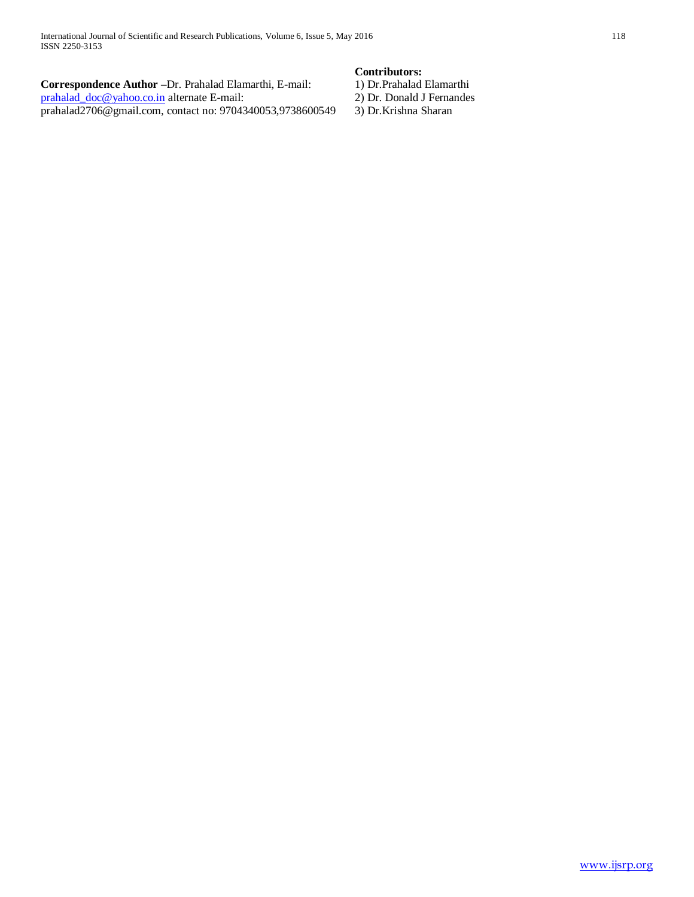**Correspondence Author** –Dr. Prahalad Elamarthi, E-mail: prahalad_doc@yahoo.co.in alternate E-mail: prahalad2706@gmail.com, contact no: 9704340053,9738600549

**Contributors:**
1) Dr.Prahalad Elamarthi
2) Dr. Donald J Fernandes
3) Dr.Krishna Sharan